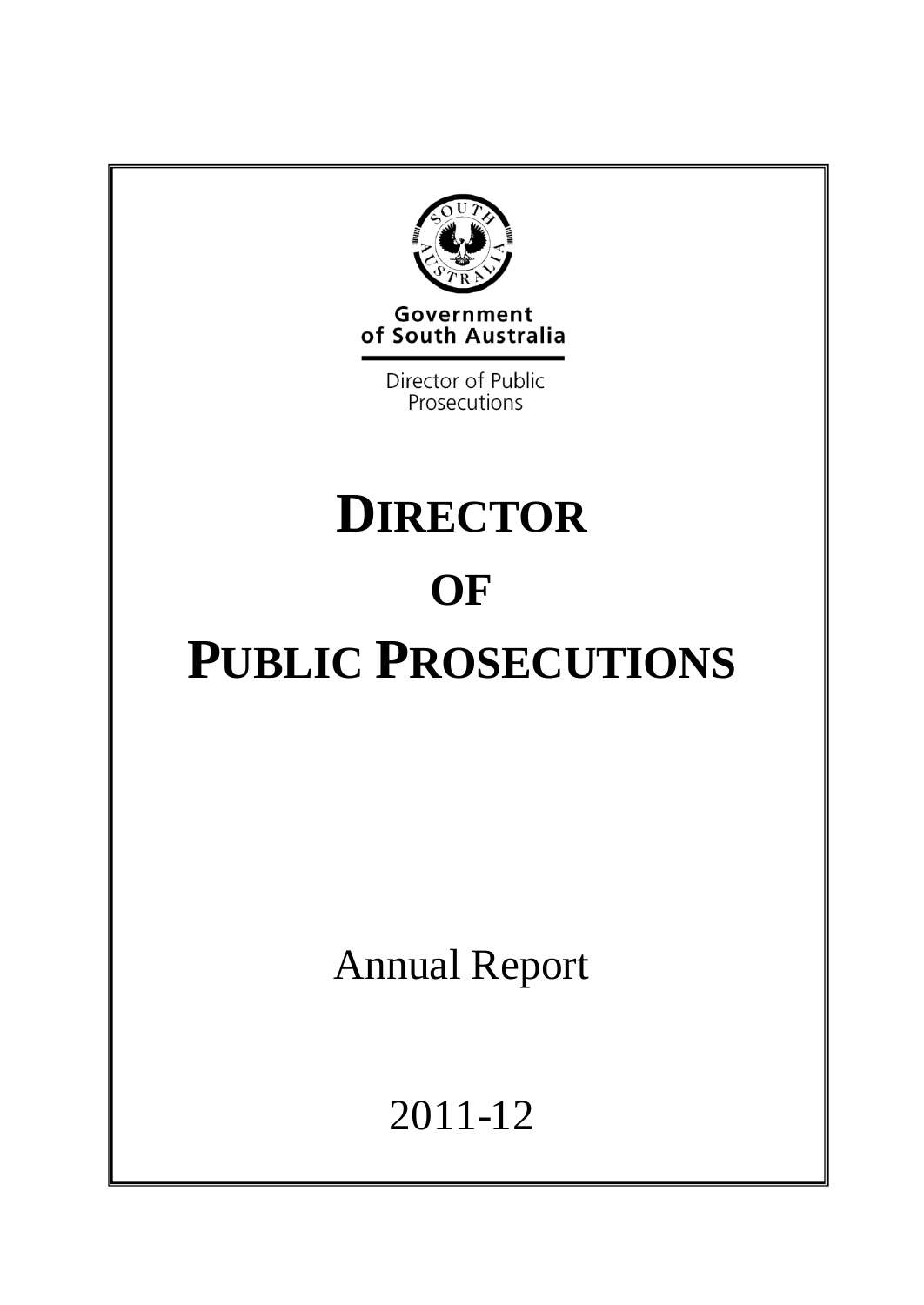Government of South Australia

Director of Public Prosecutions

# DIRECTOR OF PUBLIC PROSECUTIONS

Annual Report

2011-12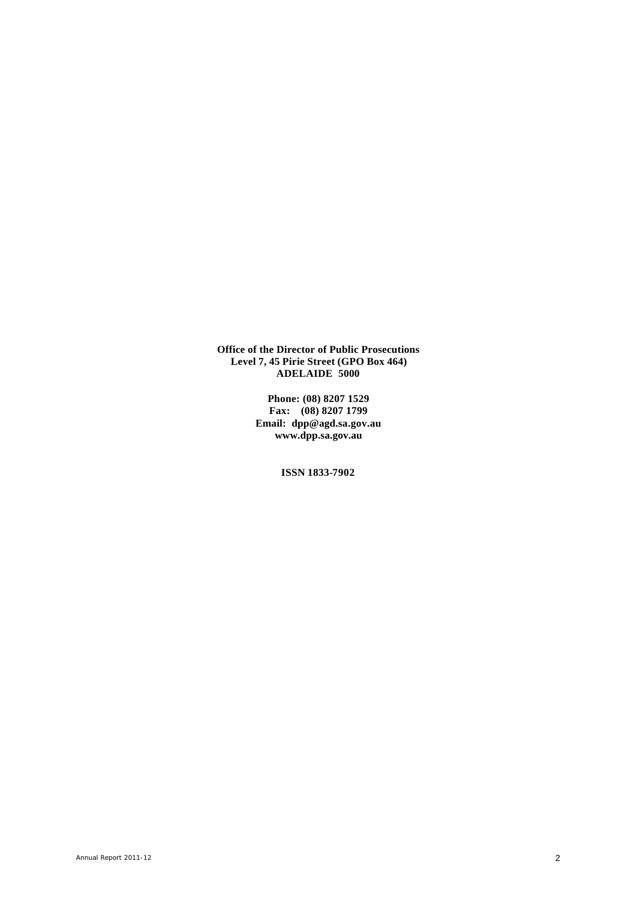**Office of the Director of Public Prosecutions**
**Level 7, 45 Pirie Street (GPO Box 464)**
**ADELAIDE 5000**

**Phone: (08) 8207 1529**
**Fax: (08) 8207 1799**
**Email: dpp@agd.sa.gov.au**
**www.dpp.sa.gov.au**

**ISSN 1833-7902**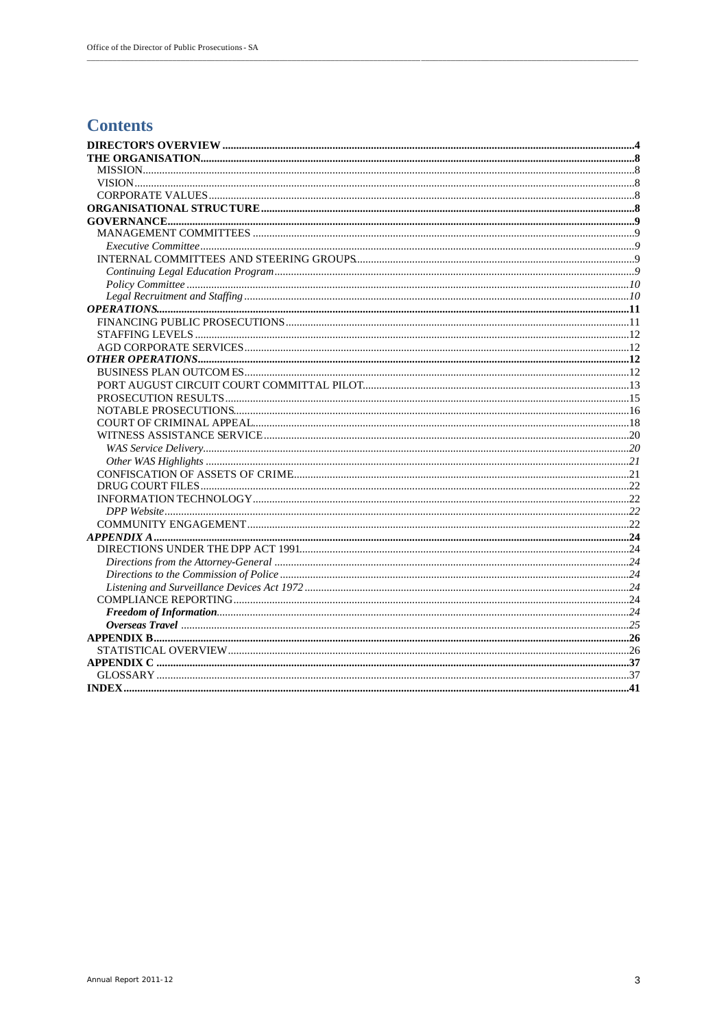# Contents

| | |
|---|---|
| **DIRECTOR'S OVERVIEW** | **4** |
| **THE ORGANISATION** | **8** |
| MISSION | 8 |
| VISION | 8 |
| CORPORATE VALUES | 8 |
| **ORGANISATIONAL STRUCTURE** | **8** |
| **GOVERNANCE** | **9** |
| MANAGEMENT COMMITTEES | 9 |
| *Executive Committee* | *9* |
| INTERNAL COMMITTEES AND STEERING GROUPS | 9 |
| *Continuing Legal Education Program* | *9* |
| *Policy Committee* | *10* |
| *Legal Recruitment and Staffing* | *10* |
| ***OPERATIONS*** | ***11*** |
| FINANCING PUBLIC PROSECUTIONS | 11 |
| STAFFING LEVELS | 12 |
| AGD CORPORATE SERVICES | 12 |
| ***OTHER OPERATIONS*** | ***12*** |
| BUSINESS PLAN OUTCOMES | 12 |
| PORT AUGUST CIRCUIT COURT COMMITTAL PILOT | 13 |
| PROSECUTION RESULTS | 15 |
| NOTABLE PROSECUTIONS | 16 |
| COURT OF CRIMINAL APPEAL | 18 |
| WITNESS ASSISTANCE SERVICE | 20 |
| *WAS Service Delivery* | *20* |
| *Other WAS Highlights* | *21* |
| CONFISCATION OF ASSETS OF CRIME | 21 |
| DRUG COURT FILES | 22 |
| INFORMATION TECHNOLOGY | 22 |
| *DPP Website* | *22* |
| COMMUNITY ENGAGEMENT | 22 |
| ***APPENDIX A*** | ***24*** |
| DIRECTIONS UNDER THE DPP ACT 1991 | 24 |
| *Directions from the Attorney-General* | *24* |
| *Directions to the Commission of Police* | *24* |
| *Listening and Surveillance Devices Act 1972* | *24* |
| COMPLIANCE REPORTING | 24 |
| ***Freedom of Information*** | ***24*** |
| ***Overseas Travel*** | ***25*** |
| **APPENDIX B** | **26** |
| STATISTICAL OVERVIEW | 26 |
| **APPENDIX C** | **37** |
| GLOSSARY | 37 |
| **INDEX** | **41** |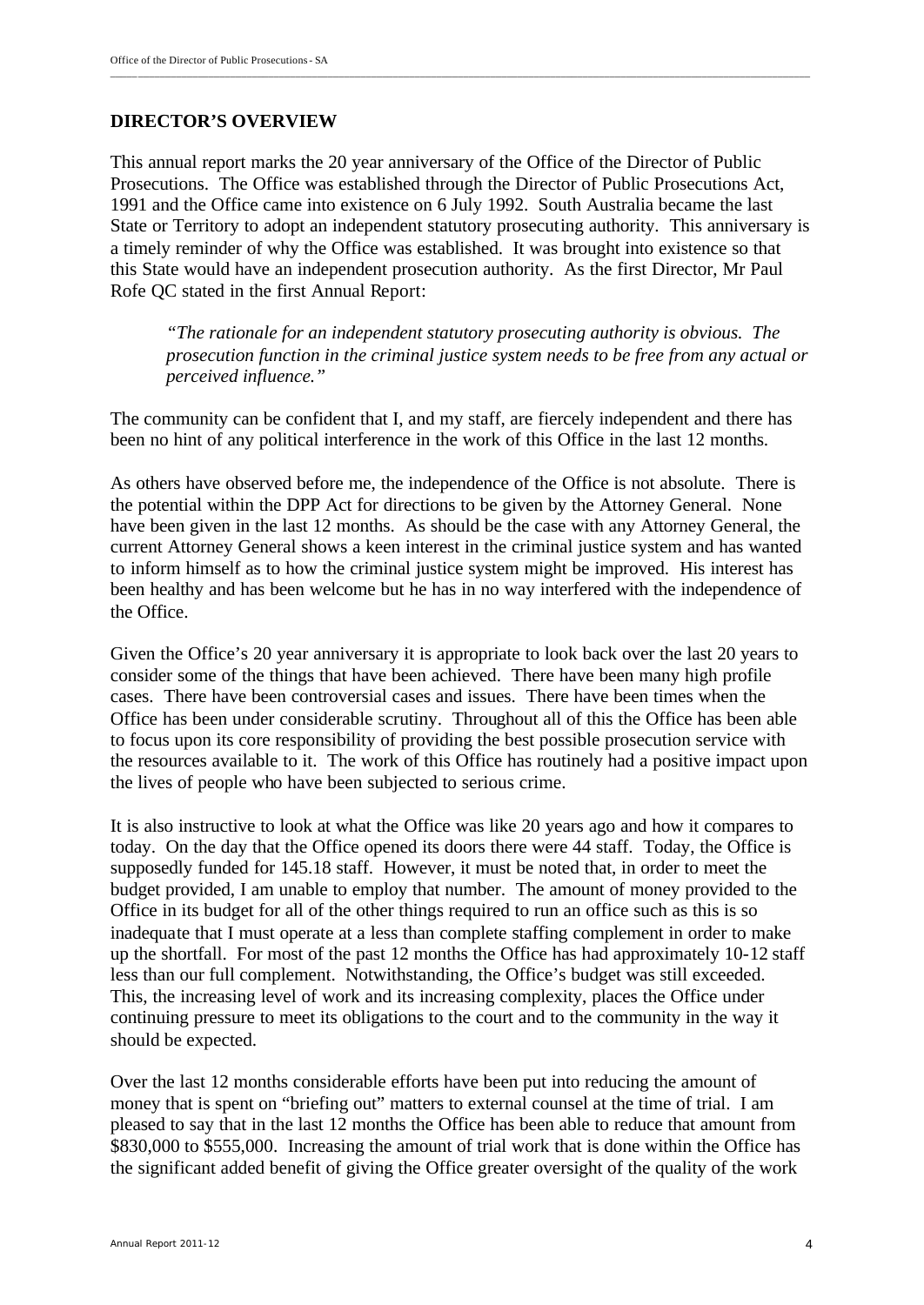## DIRECTOR'S OVERVIEW

This annual report marks the 20 year anniversary of the Office of the Director of Public Prosecutions. The Office was established through the Director of Public Prosecutions Act, 1991 and the Office came into existence on 6 July 1992. South Australia became the last State or Territory to adopt an independent statutory prosecuting authority. This anniversary is a timely reminder of why the Office was established. It was brought into existence so that this State would have an independent prosecution authority. As the first Director, Mr Paul Rofe QC stated in the first Annual Report:

> *"The rationale for an independent statutory prosecuting authority is obvious. The prosecution function in the criminal justice system needs to be free from any actual or perceived influence."*

The community can be confident that I, and my staff, are fiercely independent and there has been no hint of any political interference in the work of this Office in the last 12 months.

As others have observed before me, the independence of the Office is not absolute. There is the potential within the DPP Act for directions to be given by the Attorney General. None have been given in the last 12 months. As should be the case with any Attorney General, the current Attorney General shows a keen interest in the criminal justice system and has wanted to inform himself as to how the criminal justice system might be improved. His interest has been healthy and has been welcome but he has in no way interfered with the independence of the Office.

Given the Office's 20 year anniversary it is appropriate to look back over the last 20 years to consider some of the things that have been achieved. There have been many high profile cases. There have been controversial cases and issues. There have been times when the Office has been under considerable scrutiny. Throughout all of this the Office has been able to focus upon its core responsibility of providing the best possible prosecution service with the resources available to it. The work of this Office has routinely had a positive impact upon the lives of people who have been subjected to serious crime.

It is also instructive to look at what the Office was like 20 years ago and how it compares to today. On the day that the Office opened its doors there were 44 staff. Today, the Office is supposedly funded for 145.18 staff. However, it must be noted that, in order to meet the budget provided, I am unable to employ that number. The amount of money provided to the Office in its budget for all of the other things required to run an office such as this is so inadequate that I must operate at a less than complete staffing complement in order to make up the shortfall. For most of the past 12 months the Office has had approximately 10-12 staff less than our full complement. Notwithstanding, the Office's budget was still exceeded. This, the increasing level of work and its increasing complexity, places the Office under continuing pressure to meet its obligations to the court and to the community in the way it should be expected.

Over the last 12 months considerable efforts have been put into reducing the amount of money that is spent on "briefing out" matters to external counsel at the time of trial. I am pleased to say that in the last 12 months the Office has been able to reduce that amount from $830,000 to $555,000. Increasing the amount of trial work that is done within the Office has the significant added benefit of giving the Office greater oversight of the quality of the work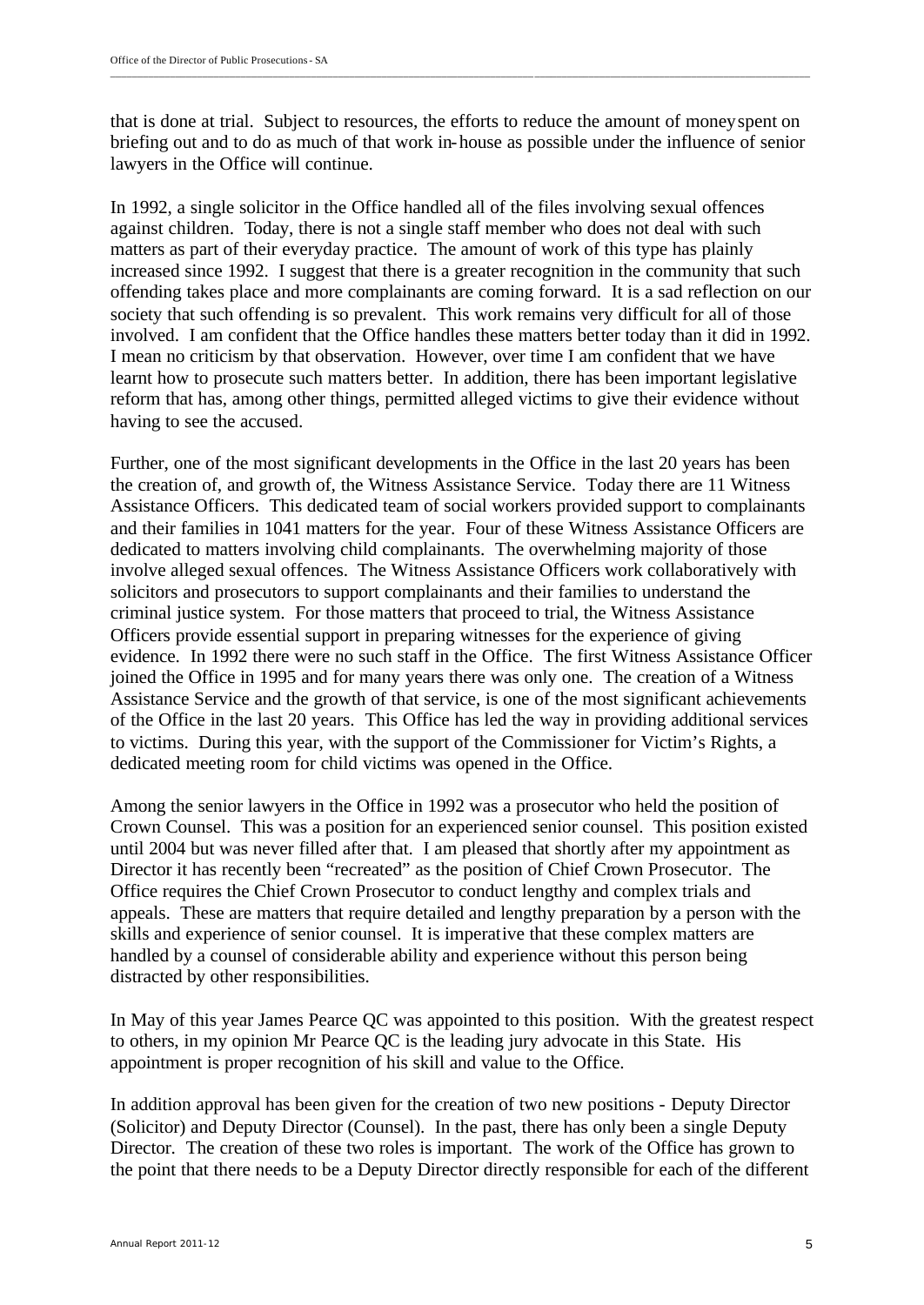that is done at trial. Subject to resources, the efforts to reduce the amount of money spent on briefing out and to do as much of that work in-house as possible under the influence of senior lawyers in the Office will continue.

In 1992, a single solicitor in the Office handled all of the files involving sexual offences against children. Today, there is not a single staff member who does not deal with such matters as part of their everyday practice. The amount of work of this type has plainly increased since 1992. I suggest that there is a greater recognition in the community that such offending takes place and more complainants are coming forward. It is a sad reflection on our society that such offending is so prevalent. This work remains very difficult for all of those involved. I am confident that the Office handles these matters better today than it did in 1992. I mean no criticism by that observation. However, over time I am confident that we have learnt how to prosecute such matters better. In addition, there has been important legislative reform that has, among other things, permitted alleged victims to give their evidence without having to see the accused.

Further, one of the most significant developments in the Office in the last 20 years has been the creation of, and growth of, the Witness Assistance Service. Today there are 11 Witness Assistance Officers. This dedicated team of social workers provided support to complainants and their families in 1041 matters for the year. Four of these Witness Assistance Officers are dedicated to matters involving child complainants. The overwhelming majority of those involve alleged sexual offences. The Witness Assistance Officers work collaboratively with solicitors and prosecutors to support complainants and their families to understand the criminal justice system. For those matters that proceed to trial, the Witness Assistance Officers provide essential support in preparing witnesses for the experience of giving evidence. In 1992 there were no such staff in the Office. The first Witness Assistance Officer joined the Office in 1995 and for many years there was only one. The creation of a Witness Assistance Service and the growth of that service, is one of the most significant achievements of the Office in the last 20 years. This Office has led the way in providing additional services to victims. During this year, with the support of the Commissioner for Victim's Rights, a dedicated meeting room for child victims was opened in the Office.

Among the senior lawyers in the Office in 1992 was a prosecutor who held the position of Crown Counsel. This was a position for an experienced senior counsel. This position existed until 2004 but was never filled after that. I am pleased that shortly after my appointment as Director it has recently been "recreated" as the position of Chief Crown Prosecutor. The Office requires the Chief Crown Prosecutor to conduct lengthy and complex trials and appeals. These are matters that require detailed and lengthy preparation by a person with the skills and experience of senior counsel. It is imperative that these complex matters are handled by a counsel of considerable ability and experience without this person being distracted by other responsibilities.

In May of this year James Pearce QC was appointed to this position. With the greatest respect to others, in my opinion Mr Pearce QC is the leading jury advocate in this State. His appointment is proper recognition of his skill and value to the Office.

In addition approval has been given for the creation of two new positions - Deputy Director (Solicitor) and Deputy Director (Counsel). In the past, there has only been a single Deputy Director. The creation of these two roles is important. The work of the Office has grown to the point that there needs to be a Deputy Director directly responsible for each of the different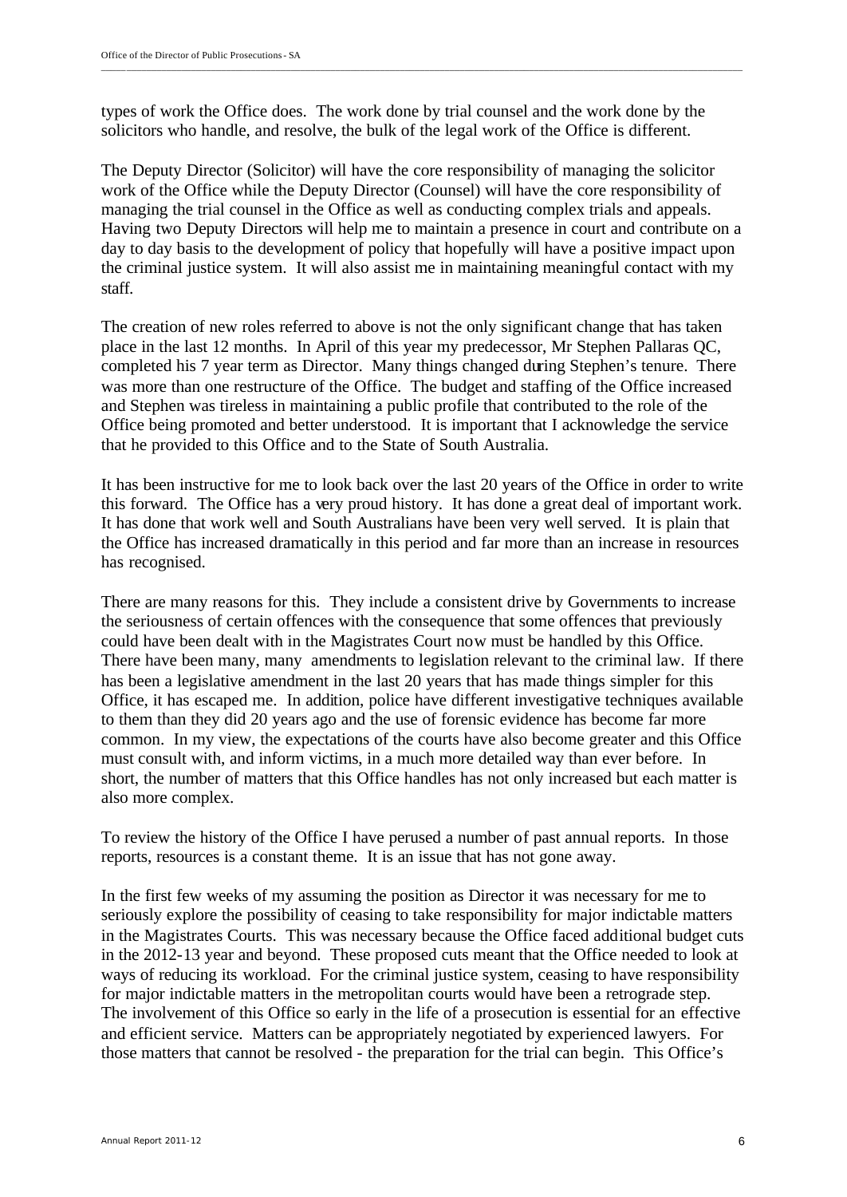types of work the Office does. The work done by trial counsel and the work done by the solicitors who handle, and resolve, the bulk of the legal work of the Office is different.

The Deputy Director (Solicitor) will have the core responsibility of managing the solicitor work of the Office while the Deputy Director (Counsel) will have the core responsibility of managing the trial counsel in the Office as well as conducting complex trials and appeals. Having two Deputy Directors will help me to maintain a presence in court and contribute on a day to day basis to the development of policy that hopefully will have a positive impact upon the criminal justice system. It will also assist me in maintaining meaningful contact with my staff.

The creation of new roles referred to above is not the only significant change that has taken place in the last 12 months. In April of this year my predecessor, Mr Stephen Pallaras QC, completed his 7 year term as Director. Many things changed during Stephen's tenure. There was more than one restructure of the Office. The budget and staffing of the Office increased and Stephen was tireless in maintaining a public profile that contributed to the role of the Office being promoted and better understood. It is important that I acknowledge the service that he provided to this Office and to the State of South Australia.

It has been instructive for me to look back over the last 20 years of the Office in order to write this forward. The Office has a very proud history. It has done a great deal of important work. It has done that work well and South Australians have been very well served. It is plain that the Office has increased dramatically in this period and far more than an increase in resources has recognised.

There are many reasons for this. They include a consistent drive by Governments to increase the seriousness of certain offences with the consequence that some offences that previously could have been dealt with in the Magistrates Court now must be handled by this Office. There have been many, many amendments to legislation relevant to the criminal law. If there has been a legislative amendment in the last 20 years that has made things simpler for this Office, it has escaped me. In addition, police have different investigative techniques available to them than they did 20 years ago and the use of forensic evidence has become far more common. In my view, the expectations of the courts have also become greater and this Office must consult with, and inform victims, in a much more detailed way than ever before. In short, the number of matters that this Office handles has not only increased but each matter is also more complex.

To review the history of the Office I have perused a number of past annual reports. In those reports, resources is a constant theme. It is an issue that has not gone away.

In the first few weeks of my assuming the position as Director it was necessary for me to seriously explore the possibility of ceasing to take responsibility for major indictable matters in the Magistrates Courts. This was necessary because the Office faced additional budget cuts in the 2012-13 year and beyond. These proposed cuts meant that the Office needed to look at ways of reducing its workload. For the criminal justice system, ceasing to have responsibility for major indictable matters in the metropolitan courts would have been a retrograde step. The involvement of this Office so early in the life of a prosecution is essential for an effective and efficient service. Matters can be appropriately negotiated by experienced lawyers. For those matters that cannot be resolved - the preparation for the trial can begin. This Office's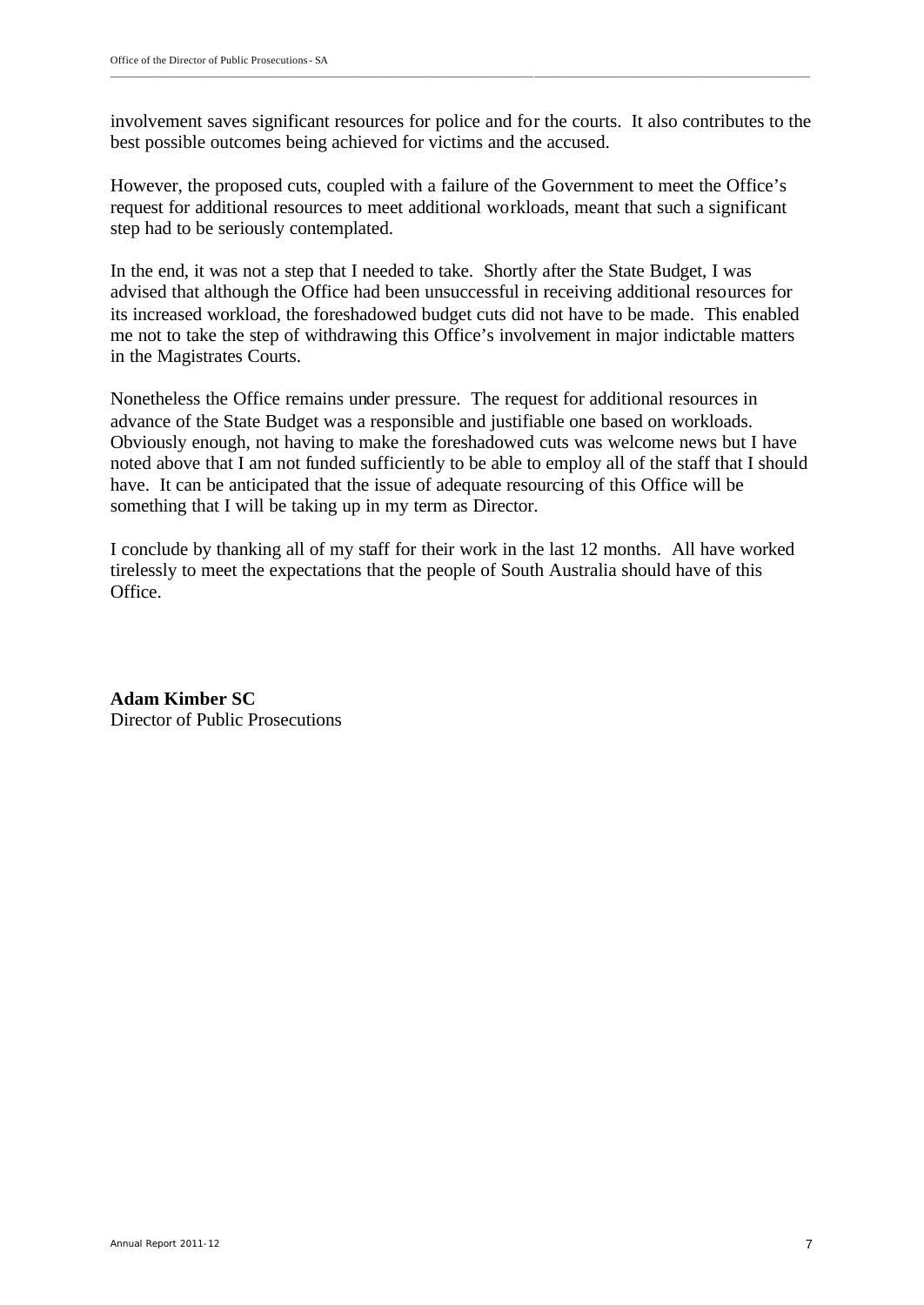involvement saves significant resources for police and for the courts. It also contributes to the best possible outcomes being achieved for victims and the accused.

However, the proposed cuts, coupled with a failure of the Government to meet the Office's request for additional resources to meet additional workloads, meant that such a significant step had to be seriously contemplated.

In the end, it was not a step that I needed to take. Shortly after the State Budget, I was advised that although the Office had been unsuccessful in receiving additional resources for its increased workload, the foreshadowed budget cuts did not have to be made. This enabled me not to take the step of withdrawing this Office's involvement in major indictable matters in the Magistrates Courts.

Nonetheless the Office remains under pressure. The request for additional resources in advance of the State Budget was a responsible and justifiable one based on workloads. Obviously enough, not having to make the foreshadowed cuts was welcome news but I have noted above that I am not funded sufficiently to be able to employ all of the staff that I should have. It can be anticipated that the issue of adequate resourcing of this Office will be something that I will be taking up in my term as Director.

I conclude by thanking all of my staff for their work in the last 12 months. All have worked tirelessly to meet the expectations that the people of South Australia should have of this Office.

**Adam Kimber SC**
Director of Public Prosecutions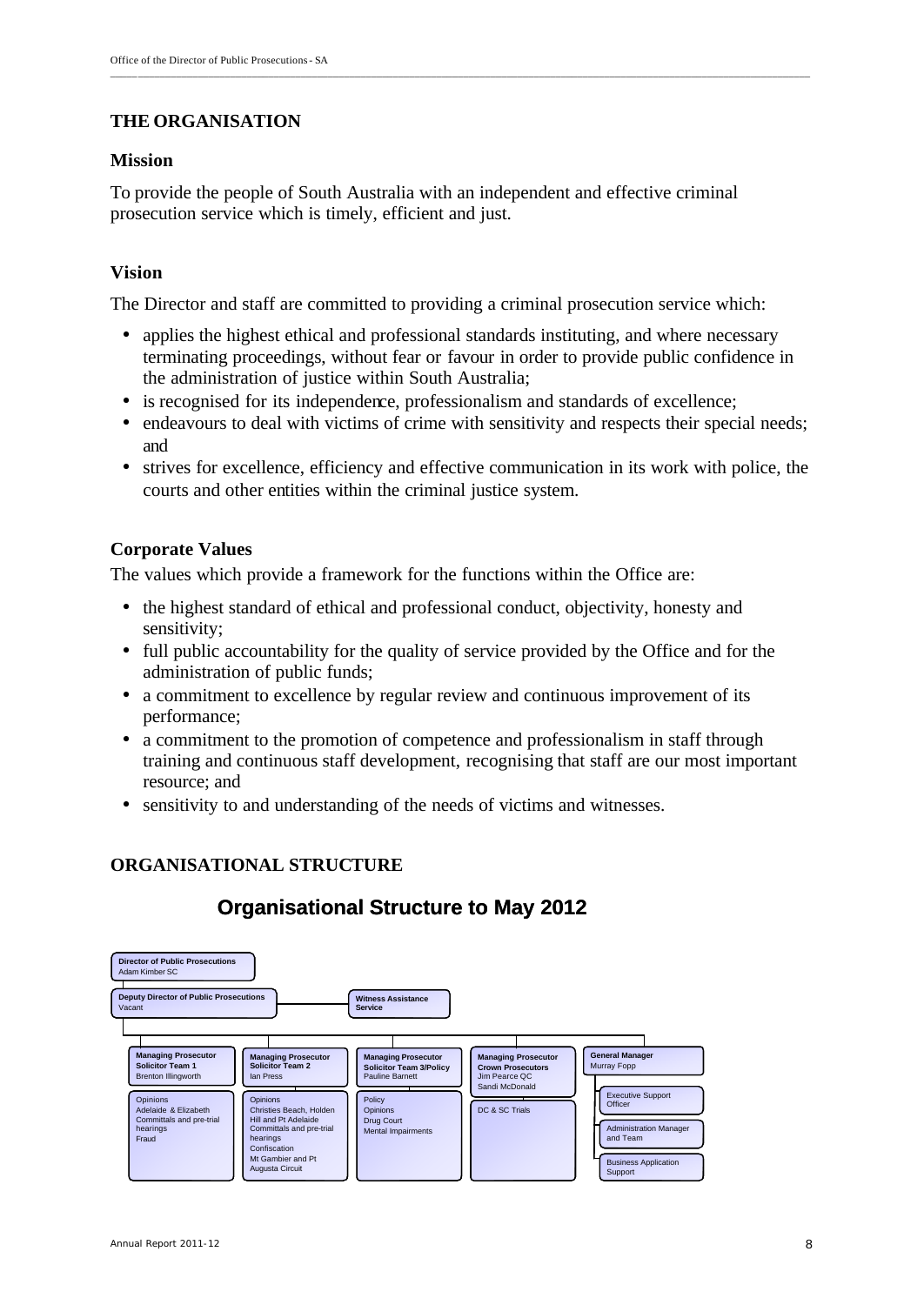## THE ORGANISATION

### Mission

To provide the people of South Australia with an independent and effective criminal prosecution service which is timely, efficient and just.

### Vision

The Director and staff are committed to providing a criminal prosecution service which:

- applies the highest ethical and professional standards instituting, and where necessary terminating proceedings, without fear or favour in order to provide public confidence in the administration of justice within South Australia;
- is recognised for its independence, professionalism and standards of excellence;
- endeavours to deal with victims of crime with sensitivity and respects their special needs; and
- strives for excellence, efficiency and effective communication in its work with police, the courts and other entities within the criminal justice system.

### Corporate Values

The values which provide a framework for the functions within the Office are:

- the highest standard of ethical and professional conduct, objectivity, honesty and sensitivity;
- full public accountability for the quality of service provided by the Office and for the administration of public funds;
- a commitment to excellence by regular review and continuous improvement of its performance;
- a commitment to the promotion of competence and professionalism in staff through training and continuous staff development, recognising that staff are our most important resource; and
- sensitivity to and understanding of the needs of victims and witnesses.

## ORGANISATIONAL STRUCTURE

### Organisational Structure to May 2012

**Director of Public Prosecutions**
Adam Kimber SC

**Deputy Director of Public Prosecutions**
Vacant

**Witness Assistance Service**

**Managing Prosecutor Solicitor Team 1**
Brenton Illingworth
- Opinions
- Adelaide & Elizabeth Committals and pre-trial hearings
- Fraud

**Managing Prosecutor Solicitor Team 2**
Ian Press
- Opinions
- Christies Beach, Holden Hill and Pt Adelaide Committals and pre-trial hearings
- Confiscation
- Mt Gambier and Pt Augusta Circuit

**Managing Prosecutor Solicitor Team 3/Policy**
Pauline Barnett
- Policy
- Opinions
- Drug Court
- Mental Impairments

**Managing Prosecutor Crown Prosecutors**
Jim Pearce QC
Sandi McDonald
- DC & SC Trials

**General Manager**
Murray Fopp
- Executive Support Officer
- Administration Manager and Team
- Business Application Support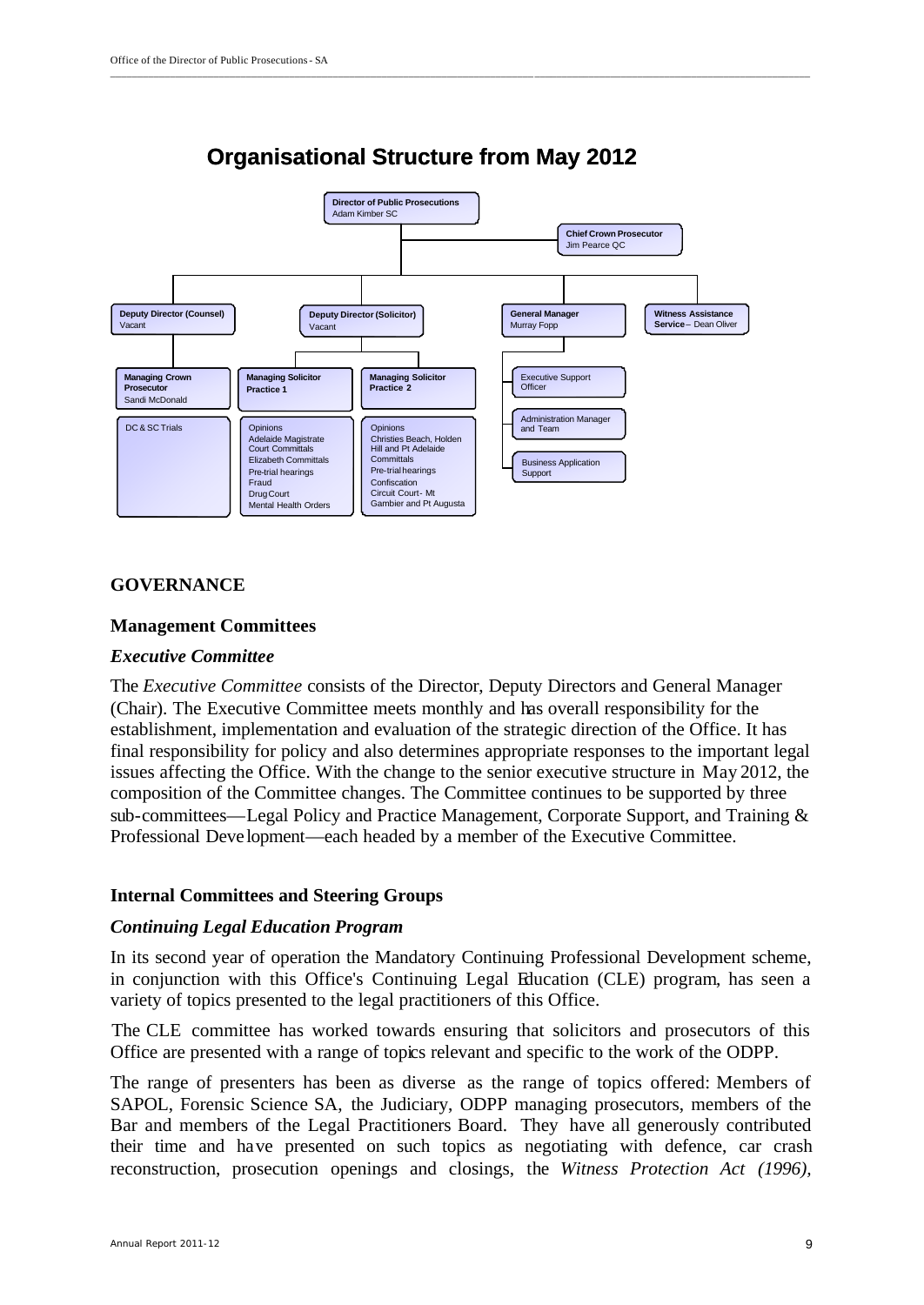# Organisational Structure from May 2012

**Director of Public Prosecutions**
Adam Kimber SC

**Chief Crown Prosecutor**
Jim Pearce QC

**Deputy Director (Counsel)**
Vacant

- **Managing Crown Prosecutor**
  Sandi McDonald
  - DC & SC Trials

**Deputy Director (Solicitor)**
Vacant

- **Managing Solicitor Practice 1**
  - Opinions
  - Adelaide Magistrate Court Committals
  - Elizabeth Committals
  - Pre-trial hearings
  - Fraud
  - Drug Court
  - Mental Health Orders
- **Managing Solicitor Practice 2**
  - Opinions
  - Christies Beach, Holden Hill and Pt Adelaide Committals
  - Pre-trial hearings
  - Confiscation
  - Circuit Court - Mt Gambier and Pt Augusta

**General Manager**
Murray Fopp

- Executive Support Officer
- Administration Manager and Team
- Business Application Support

**Witness Assistance Service** – Dean Oliver

## GOVERNANCE

### Management Committees

#### *Executive Committee*

The *Executive Committee* consists of the Director, Deputy Directors and General Manager (Chair). The Executive Committee meets monthly and has overall responsibility for the establishment, implementation and evaluation of the strategic direction of the Office. It has final responsibility for policy and also determines appropriate responses to the important legal issues affecting the Office. With the change to the senior executive structure in May 2012, the composition of the Committee changes. The Committee continues to be supported by three sub-committees—Legal Policy and Practice Management, Corporate Support, and Training & Professional Development—each headed by a member of the Executive Committee.

### Internal Committees and Steering Groups

#### *Continuing Legal Education Program*

In its second year of operation the Mandatory Continuing Professional Development scheme, in conjunction with this Office's Continuing Legal Education (CLE) program, has seen a variety of topics presented to the legal practitioners of this Office.

The CLE committee has worked towards ensuring that solicitors and prosecutors of this Office are presented with a range of topics relevant and specific to the work of the ODPP.

The range of presenters has been as diverse as the range of topics offered: Members of SAPOL, Forensic Science SA, the Judiciary, ODPP managing prosecutors, members of the Bar and members of the Legal Practitioners Board. They have all generously contributed their time and have presented on such topics as negotiating with defence, car crash reconstruction, prosecution openings and closings, the *Witness Protection Act (1996),*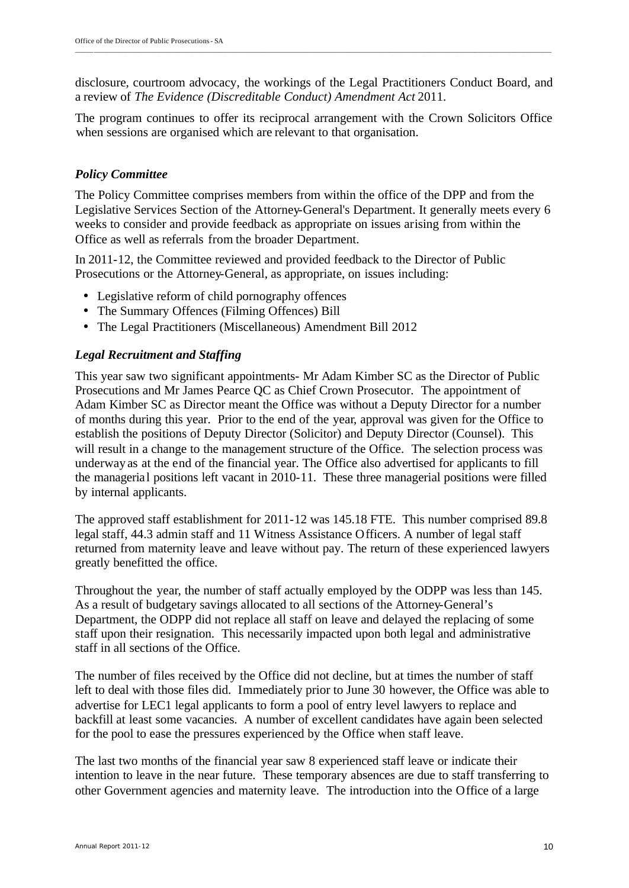disclosure, courtroom advocacy, the workings of the Legal Practitioners Conduct Board, and a review of *The Evidence (Discreditable Conduct) Amendment Act* 2011.

The program continues to offer its reciprocal arrangement with the Crown Solicitors Office when sessions are organised which are relevant to that organisation.

### *Policy Committee*

The Policy Committee comprises members from within the office of the DPP and from the Legislative Services Section of the Attorney-General's Department. It generally meets every 6 weeks to consider and provide feedback as appropriate on issues arising from within the Office as well as referrals from the broader Department.

In 2011-12, the Committee reviewed and provided feedback to the Director of Public Prosecutions or the Attorney-General, as appropriate, on issues including:

- Legislative reform of child pornography offences
- The Summary Offences (Filming Offences) Bill
- The Legal Practitioners (Miscellaneous) Amendment Bill 2012

### *Legal Recruitment and Staffing*

This year saw two significant appointments- Mr Adam Kimber SC as the Director of Public Prosecutions and Mr James Pearce QC as Chief Crown Prosecutor. The appointment of Adam Kimber SC as Director meant the Office was without a Deputy Director for a number of months during this year. Prior to the end of the year, approval was given for the Office to establish the positions of Deputy Director (Solicitor) and Deputy Director (Counsel). This will result in a change to the management structure of the Office. The selection process was underway as at the end of the financial year. The Office also advertised for applicants to fill the managerial positions left vacant in 2010-11. These three managerial positions were filled by internal applicants.

The approved staff establishment for 2011-12 was 145.18 FTE. This number comprised 89.8 legal staff, 44.3 admin staff and 11 Witness Assistance Officers. A number of legal staff returned from maternity leave and leave without pay. The return of these experienced lawyers greatly benefitted the office.

Throughout the year, the number of staff actually employed by the ODPP was less than 145. As a result of budgetary savings allocated to all sections of the Attorney-General's Department, the ODPP did not replace all staff on leave and delayed the replacing of some staff upon their resignation. This necessarily impacted upon both legal and administrative staff in all sections of the Office.

The number of files received by the Office did not decline, but at times the number of staff left to deal with those files did. Immediately prior to June 30 however, the Office was able to advertise for LEC1 legal applicants to form a pool of entry level lawyers to replace and backfill at least some vacancies. A number of excellent candidates have again been selected for the pool to ease the pressures experienced by the Office when staff leave.

The last two months of the financial year saw 8 experienced staff leave or indicate their intention to leave in the near future. These temporary absences are due to staff transferring to other Government agencies and maternity leave. The introduction into the Office of a large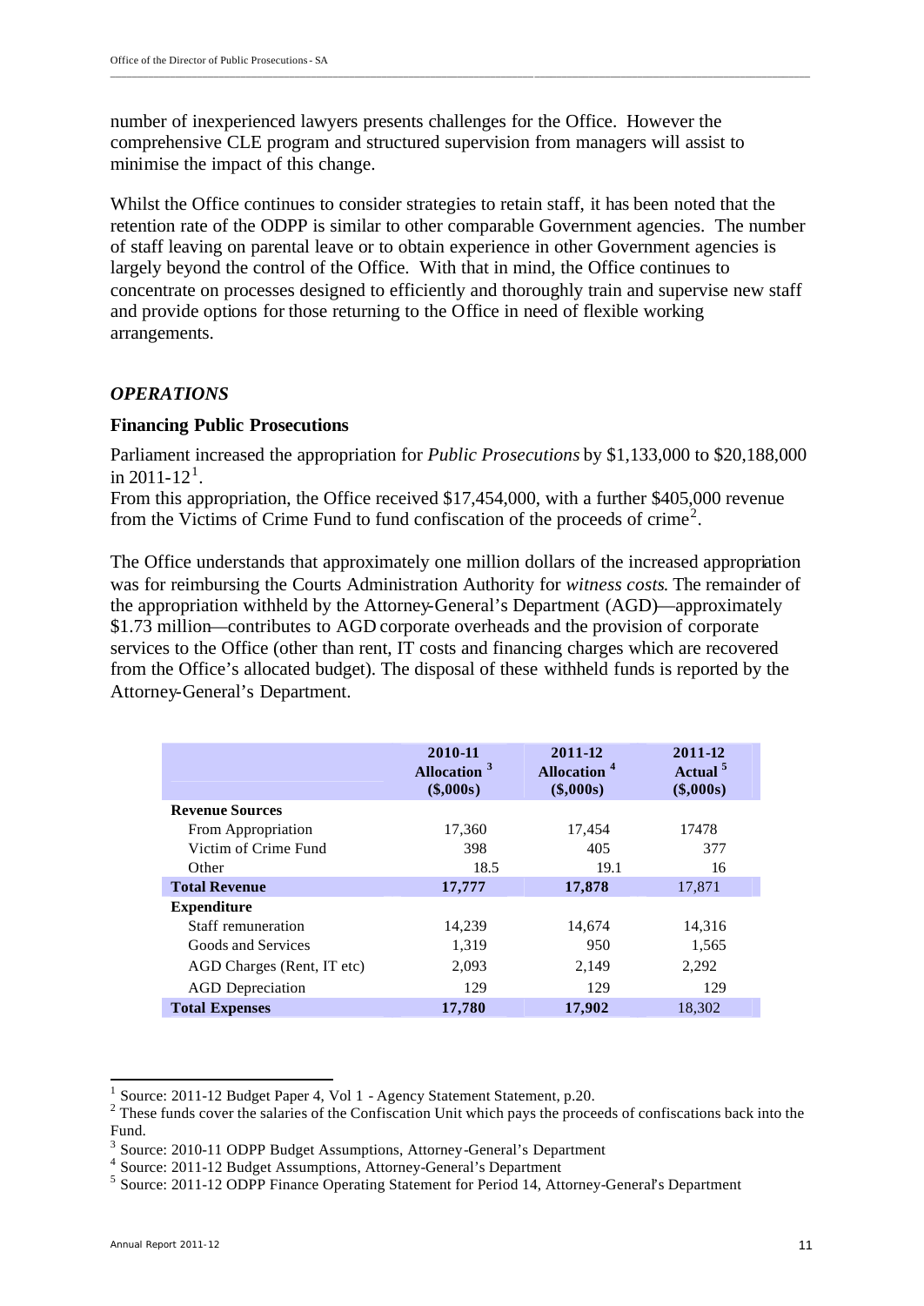number of inexperienced lawyers presents challenges for the Office. However the comprehensive CLE program and structured supervision from managers will assist to minimise the impact of this change.

Whilst the Office continues to consider strategies to retain staff, it has been noted that the retention rate of the ODPP is similar to other comparable Government agencies. The number of staff leaving on parental leave or to obtain experience in other Government agencies is largely beyond the control of the Office. With that in mind, the Office continues to concentrate on processes designed to efficiently and thoroughly train and supervise new staff and provide options for those returning to the Office in need of flexible working arrangements.

### *OPERATIONS*

#### Financing Public Prosecutions

Parliament increased the appropriation for *Public Prosecutions* by $1,133,000 to $20,188,000 in 2011-12[1].

From this appropriation, the Office received $17,454,000, with a further $405,000 revenue from the Victims of Crime Fund to fund confiscation of the proceeds of crime[2].

The Office understands that approximately one million dollars of the increased appropriation was for reimbursing the Courts Administration Authority for *witness costs*. The remainder of the appropriation withheld by the Attorney-General's Department (AGD)—approximately $1.73 million—contributes to AGD corporate overheads and the provision of corporate services to the Office (other than rent, IT costs and financing charges which are recovered from the Office's allocated budget). The disposal of these withheld funds is reported by the Attorney-General's Department.

| | 2010-11 Allocation [3] ($,000s) | 2011-12 Allocation [4] ($,000s) | 2011-12 Actual [5] ($,000s) |
|---|---|---|---|
| **Revenue Sources** | | | |
| From Appropriation | 17,360 | 17,454 | 17478 |
| Victim of Crime Fund | 398 | 405 | 377 |
| Other | 18.5 | 19.1 | 16 |
| **Total Revenue** | **17,777** | **17,878** | 17,871 |
| **Expenditure** | | | |
| Staff remuneration | 14,239 | 14,674 | 14,316 |
| Goods and Services | 1,319 | 950 | 1,565 |
| AGD Charges (Rent, IT etc) | 2,093 | 2,149 | 2,292 |
| AGD Depreciation | 129 | 129 | 129 |
| **Total Expenses** | **17,780** | **17,902** | 18,302 |

[1] Source: 2011-12 Budget Paper 4, Vol 1 - Agency Statement Statement, p.20.

[2] These funds cover the salaries of the Confiscation Unit which pays the proceeds of confiscations back into the Fund.

[3] Source: 2010-11 ODPP Budget Assumptions, Attorney-General's Department

[4] Source: 2011-12 Budget Assumptions, Attorney-General's Department

[5] Source: 2011-12 ODPP Finance Operating Statement for Period 14, Attorney-General's Department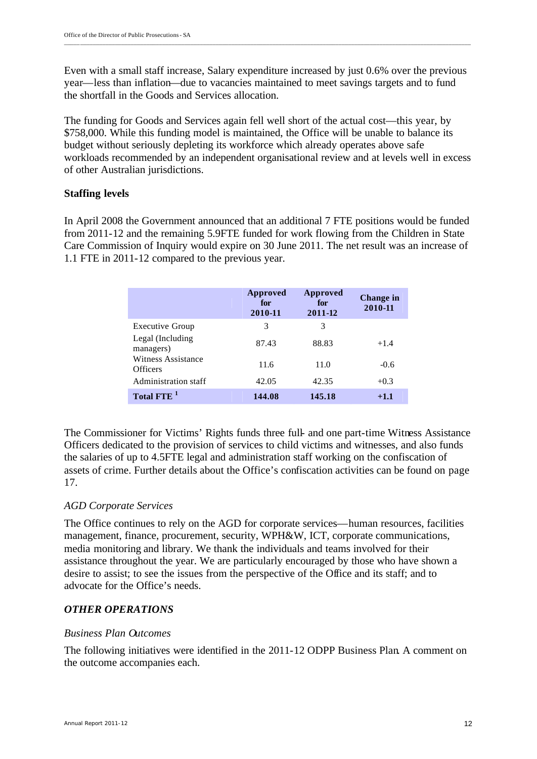Even with a small staff increase, Salary expenditure increased by just 0.6% over the previous year—less than inflation—due to vacancies maintained to meet savings targets and to fund the shortfall in the Goods and Services allocation.

The funding for Goods and Services again fell well short of the actual cost—this year, by $758,000. While this funding model is maintained, the Office will be unable to balance its budget without seriously depleting its workforce which already operates above safe workloads recommended by an independent organisational review and at levels well in excess of other Australian jurisdictions.

**Staffing levels**

In April 2008 the Government announced that an additional 7 FTE positions would be funded from 2011-12 and the remaining 5.9FTE funded for work flowing from the Children in State Care Commission of Inquiry would expire on 30 June 2011. The net result was an increase of 1.1 FTE in 2011-12 compared to the previous year.

| | Approved for 2010-11 | Approved for 2011-12 | Change in 2010-11 |
|---|---|---|---|
| Executive Group | 3 | 3 | |
| Legal (Including managers) | 87.43 | 88.83 | +1.4 |
| Witness Assistance Officers | 11.6 | 11.0 | -0.6 |
| Administration staff | 42.05 | 42.35 | +0.3 |
| **Total FTE [1]** | **144.08** | **145.18** | **+1.1** |

The Commissioner for Victims' Rights funds three full- and one part-time Witness Assistance Officers dedicated to the provision of services to child victims and witnesses, and also funds the salaries of up to 4.5FTE legal and administration staff working on the confiscation of assets of crime. Further details about the Office's confiscation activities can be found on page 17.

*AGD Corporate Services*

The Office continues to rely on the AGD for corporate services—human resources, facilities management, finance, procurement, security, WPH&W, ICT, corporate communications, media monitoring and library. We thank the individuals and teams involved for their assistance throughout the year. We are particularly encouraged by those who have shown a desire to assist; to see the issues from the perspective of the Office and its staff; and to advocate for the Office's needs.

***OTHER OPERATIONS***

*Business Plan Outcomes*

The following initiatives were identified in the 2011-12 ODPP Business Plan. A comment on the outcome accompanies each.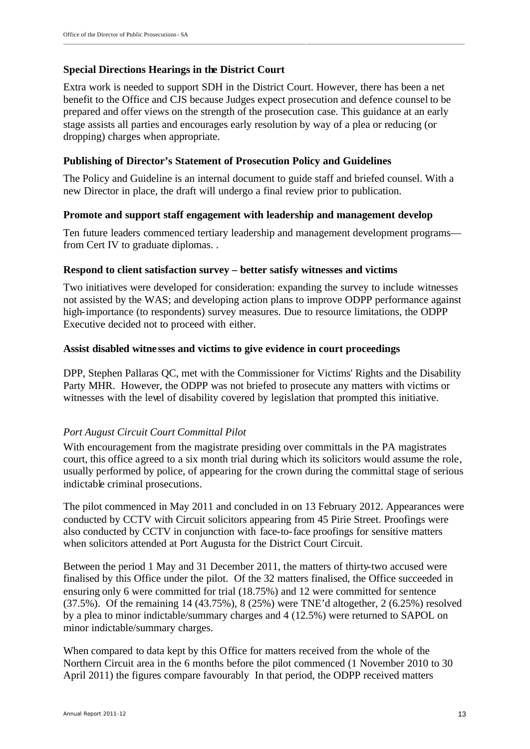### Special Directions Hearings in the District Court

Extra work is needed to support SDH in the District Court. However, there has been a net benefit to the Office and CJS because Judges expect prosecution and defence counsel to be prepared and offer views on the strength of the prosecution case. This guidance at an early stage assists all parties and encourages early resolution by way of a plea or reducing (or dropping) charges when appropriate.

### Publishing of Director's Statement of Prosecution Policy and Guidelines

The Policy and Guideline is an internal document to guide staff and briefed counsel. With a new Director in place, the draft will undergo a final review prior to publication.

### Promote and support staff engagement with leadership and management develop

Ten future leaders commenced tertiary leadership and management development programs—from Cert IV to graduate diplomas. .

### Respond to client satisfaction survey – better satisfy witnesses and victims

Two initiatives were developed for consideration: expanding the survey to include witnesses not assisted by the WAS; and developing action plans to improve ODPP performance against high-importance (to respondents) survey measures. Due to resource limitations, the ODPP Executive decided not to proceed with either.

### Assist disabled witnesses and victims to give evidence in court proceedings

DPP, Stephen Pallaras QC, met with the Commissioner for Victims' Rights and the Disability Party MHR. However, the ODPP was not briefed to prosecute any matters with victims or witnesses with the level of disability covered by legislation that prompted this initiative.

*Port August Circuit Court Committal Pilot*

With encouragement from the magistrate presiding over committals in the PA magistrates court, this office agreed to a six month trial during which its solicitors would assume the role, usually performed by police, of appearing for the crown during the committal stage of serious indictable criminal prosecutions.

The pilot commenced in May 2011 and concluded in on 13 February 2012. Appearances were conducted by CCTV with Circuit solicitors appearing from 45 Pirie Street. Proofings were also conducted by CCTV in conjunction with face-to-face proofings for sensitive matters when solicitors attended at Port Augusta for the District Court Circuit.

Between the period 1 May and 31 December 2011, the matters of thirty-two accused were finalised by this Office under the pilot. Of the 32 matters finalised, the Office succeeded in ensuring only 6 were committed for trial (18.75%) and 12 were committed for sentence (37.5%). Of the remaining 14 (43.75%), 8 (25%) were TNE'd altogether, 2 (6.25%) resolved by a plea to minor indictable/summary charges and 4 (12.5%) were returned to SAPOL on minor indictable/summary charges.

When compared to data kept by this Office for matters received from the whole of the Northern Circuit area in the 6 months before the pilot commenced (1 November 2010 to 30 April 2011) the figures compare favourably In that period, the ODPP received matters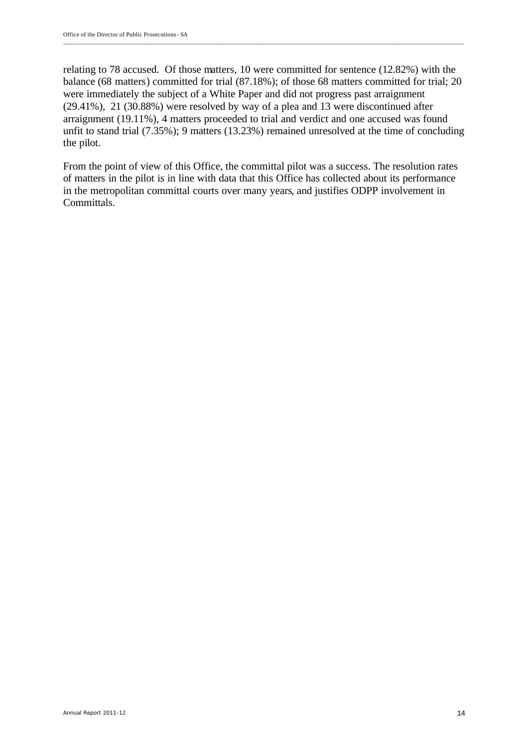relating to 78 accused. Of those matters, 10 were committed for sentence (12.82%) with the balance (68 matters) committed for trial (87.18%); of those 68 matters committed for trial; 20 were immediately the subject of a White Paper and did not progress past arraignment (29.41%), 21 (30.88%) were resolved by way of a plea and 13 were discontinued after arraignment (19.11%), 4 matters proceeded to trial and verdict and one accused was found unfit to stand trial (7.35%); 9 matters (13.23%) remained unresolved at the time of concluding the pilot.

From the point of view of this Office, the committal pilot was a success. The resolution rates of matters in the pilot is in line with data that this Office has collected about its performance in the metropolitan committal courts over many years, and justifies ODPP involvement in Committals.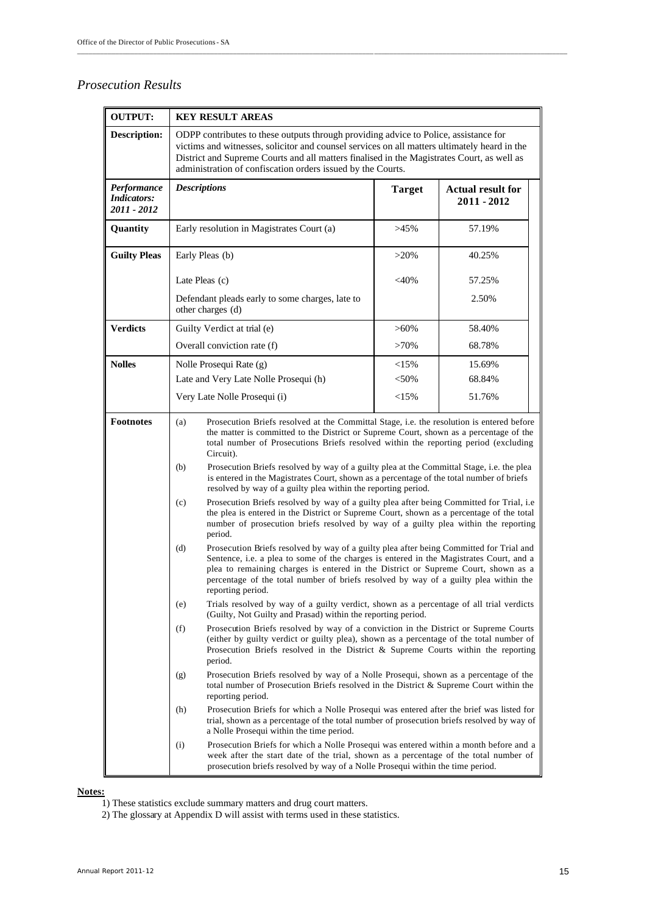## *Prosecution Results*

| **OUTPUT:** | **KEY RESULT AREAS** | | |
|---|---|---|---|
| **Description:** | ODPP contributes to these outputs through providing advice to Police, assistance for victims and witnesses, solicitor and counsel services on all matters ultimately heard in the District and Supreme Courts and all matters finalised in the Magistrates Court, as well as administration of confiscation orders issued by the Courts. | | |
| ***Performance Indicators: 2011 - 2012*** | ***Descriptions*** | **Target** | **Actual result for 2011 - 2012** |
| **Quantity** | Early resolution in Magistrates Court (a) | >45% | 57.19% |
| **Guilty Pleas** | Early Pleas (b) | >20% | 40.25% |
| | Late Pleas (c) | <40% | 57.25% |
| | Defendant pleads early to some charges, late to other charges (d) | | 2.50% |
| **Verdicts** | Guilty Verdict at trial (e) | >60% | 58.40% |
| | Overall conviction rate (f) | >70% | 68.78% |
| **Nolles** | Nolle Prosequi Rate (g) | <15% | 15.69% |
| | Late and Very Late Nolle Prosequi (h) | <50% | 68.84% |
| | Very Late Nolle Prosequi (i) | <15% | 51.76% |

**Footnotes**

(a) Prosecution Briefs resolved at the Committal Stage, i.e. the resolution is entered before the matter is committed to the District or Supreme Court, shown as a percentage of the total number of Prosecutions Briefs resolved within the reporting period (excluding Circuit).

(b) Prosecution Briefs resolved by way of a guilty plea at the Committal Stage, i.e. the plea is entered in the Magistrates Court, shown as a percentage of the total number of briefs resolved by way of a guilty plea within the reporting period.

(c) Prosecution Briefs resolved by way of a guilty plea after being Committed for Trial, i.e the plea is entered in the District or Supreme Court, shown as a percentage of the total number of prosecution briefs resolved by way of a guilty plea within the reporting period.

(d) Prosecution Briefs resolved by way of a guilty plea after being Committed for Trial and Sentence, i.e. a plea to some of the charges is entered in the Magistrates Court, and a plea to remaining charges is entered in the District or Supreme Court, shown as a percentage of the total number of briefs resolved by way of a guilty plea within the reporting period.

(e) Trials resolved by way of a guilty verdict, shown as a percentage of all trial verdicts (Guilty, Not Guilty and Prasad) within the reporting period.

(f) Prosecution Briefs resolved by way of a conviction in the District or Supreme Courts (either by guilty verdict or guilty plea), shown as a percentage of the total number of Prosecution Briefs resolved in the District & Supreme Courts within the reporting period.

(g) Prosecution Briefs resolved by way of a Nolle Prosequi, shown as a percentage of the total number of Prosecution Briefs resolved in the District & Supreme Court within the reporting period.

(h) Prosecution Briefs for which a Nolle Prosequi was entered after the brief was listed for trial, shown as a percentage of the total number of prosecution briefs resolved by way of a Nolle Prosequi within the time period.

(i) Prosecution Briefs for which a Nolle Prosequi was entered within a month before and a week after the start date of the trial, shown as a percentage of the total number of prosecution briefs resolved by way of a Nolle Prosequi within the time period.

**Notes:**

1) These statistics exclude summary matters and drug court matters.

2) The glossary at Appendix D will assist with terms used in these statistics.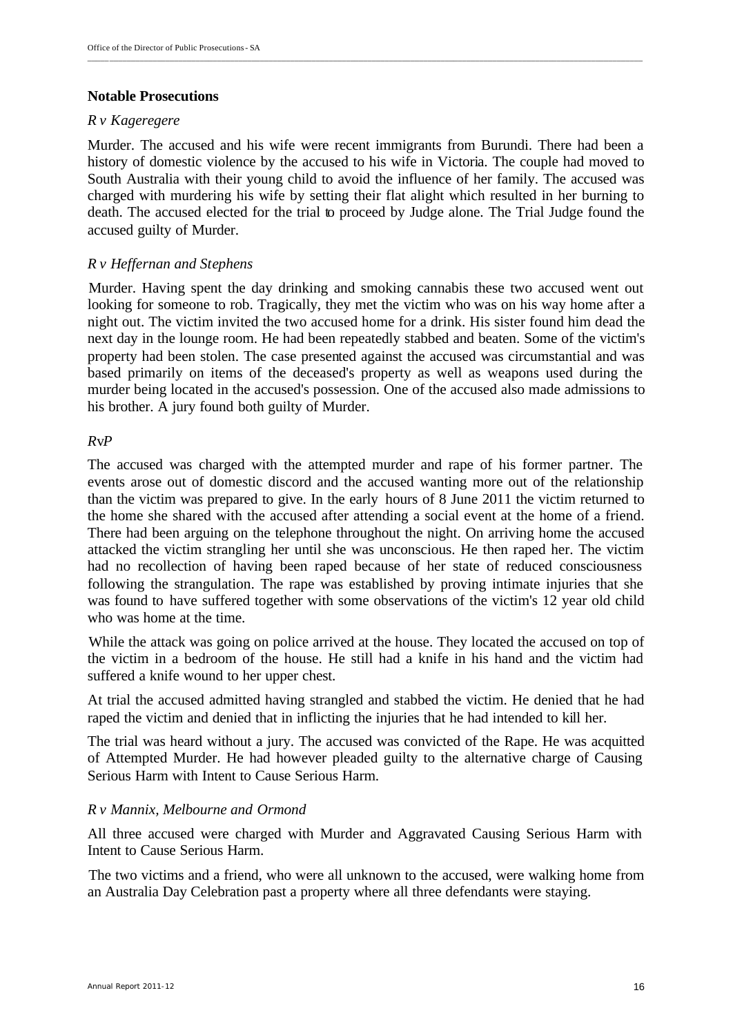## Notable Prosecutions

### *R v Kageregere*

Murder. The accused and his wife were recent immigrants from Burundi. There had been a history of domestic violence by the accused to his wife in Victoria. The couple had moved to South Australia with their young child to avoid the influence of her family. The accused was charged with murdering his wife by setting their flat alight which resulted in her burning to death. The accused elected for the trial to proceed by Judge alone. The Trial Judge found the accused guilty of Murder.

### *R v Heffernan and Stephens*

Murder. Having spent the day drinking and smoking cannabis these two accused went out looking for someone to rob. Tragically, they met the victim who was on his way home after a night out. The victim invited the two accused home for a drink. His sister found him dead the next day in the lounge room. He had been repeatedly stabbed and beaten. Some of the victim's property had been stolen. The case presented against the accused was circumstantial and was based primarily on items of the deceased's property as well as weapons used during the murder being located in the accused's possession. One of the accused also made admissions to his brother. A jury found both guilty of Murder.

### *RvP*

The accused was charged with the attempted murder and rape of his former partner. The events arose out of domestic discord and the accused wanting more out of the relationship than the victim was prepared to give. In the early hours of 8 June 2011 the victim returned to the home she shared with the accused after attending a social event at the home of a friend. There had been arguing on the telephone throughout the night. On arriving home the accused attacked the victim strangling her until she was unconscious. He then raped her. The victim had no recollection of having been raped because of her state of reduced consciousness following the strangulation. The rape was established by proving intimate injuries that she was found to have suffered together with some observations of the victim's 12 year old child who was home at the time.

While the attack was going on police arrived at the house. They located the accused on top of the victim in a bedroom of the house. He still had a knife in his hand and the victim had suffered a knife wound to her upper chest.

At trial the accused admitted having strangled and stabbed the victim. He denied that he had raped the victim and denied that in inflicting the injuries that he had intended to kill her.

The trial was heard without a jury. The accused was convicted of the Rape. He was acquitted of Attempted Murder. He had however pleaded guilty to the alternative charge of Causing Serious Harm with Intent to Cause Serious Harm.

### *R v Mannix, Melbourne and Ormond*

All three accused were charged with Murder and Aggravated Causing Serious Harm with Intent to Cause Serious Harm.

The two victims and a friend, who were all unknown to the accused, were walking home from an Australia Day Celebration past a property where all three defendants were staying.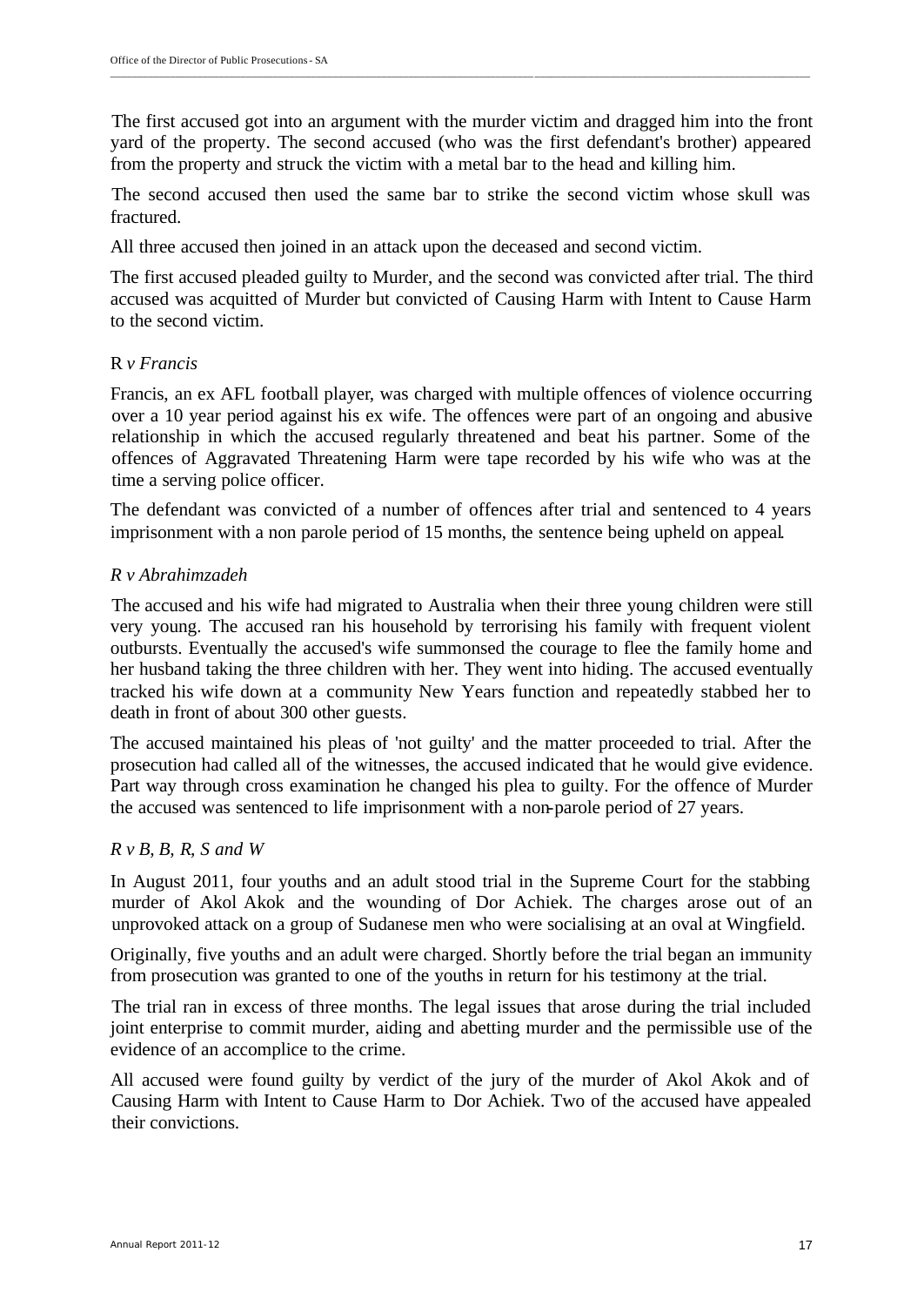The first accused got into an argument with the murder victim and dragged him into the front yard of the property. The second accused (who was the first defendant's brother) appeared from the property and struck the victim with a metal bar to the head and killing him.

The second accused then used the same bar to strike the second victim whose skull was fractured.

All three accused then joined in an attack upon the deceased and second victim.

The first accused pleaded guilty to Murder, and the second was convicted after trial. The third accused was acquitted of Murder but convicted of Causing Harm with Intent to Cause Harm to the second victim.

R *v Francis*

Francis, an ex AFL football player, was charged with multiple offences of violence occurring over a 10 year period against his ex wife. The offences were part of an ongoing and abusive relationship in which the accused regularly threatened and beat his partner. Some of the offences of Aggravated Threatening Harm were tape recorded by his wife who was at the time a serving police officer.

The defendant was convicted of a number of offences after trial and sentenced to 4 years imprisonment with a non parole period of 15 months, the sentence being upheld on appeal.

*R v Abrahimzadeh*

The accused and his wife had migrated to Australia when their three young children were still very young. The accused ran his household by terrorising his family with frequent violent outbursts. Eventually the accused's wife summonsed the courage to flee the family home and her husband taking the three children with her. They went into hiding. The accused eventually tracked his wife down at a community New Years function and repeatedly stabbed her to death in front of about 300 other guests.

The accused maintained his pleas of 'not guilty' and the matter proceeded to trial. After the prosecution had called all of the witnesses, the accused indicated that he would give evidence. Part way through cross examination he changed his plea to guilty. For the offence of Murder the accused was sentenced to life imprisonment with a non-parole period of 27 years.

*R v B, B, R, S and W*

In August 2011, four youths and an adult stood trial in the Supreme Court for the stabbing murder of Akol Akok and the wounding of Dor Achiek. The charges arose out of an unprovoked attack on a group of Sudanese men who were socialising at an oval at Wingfield.

Originally, five youths and an adult were charged. Shortly before the trial began an immunity from prosecution was granted to one of the youths in return for his testimony at the trial.

The trial ran in excess of three months. The legal issues that arose during the trial included joint enterprise to commit murder, aiding and abetting murder and the permissible use of the evidence of an accomplice to the crime.

All accused were found guilty by verdict of the jury of the murder of Akol Akok and of Causing Harm with Intent to Cause Harm to Dor Achiek. Two of the accused have appealed their convictions.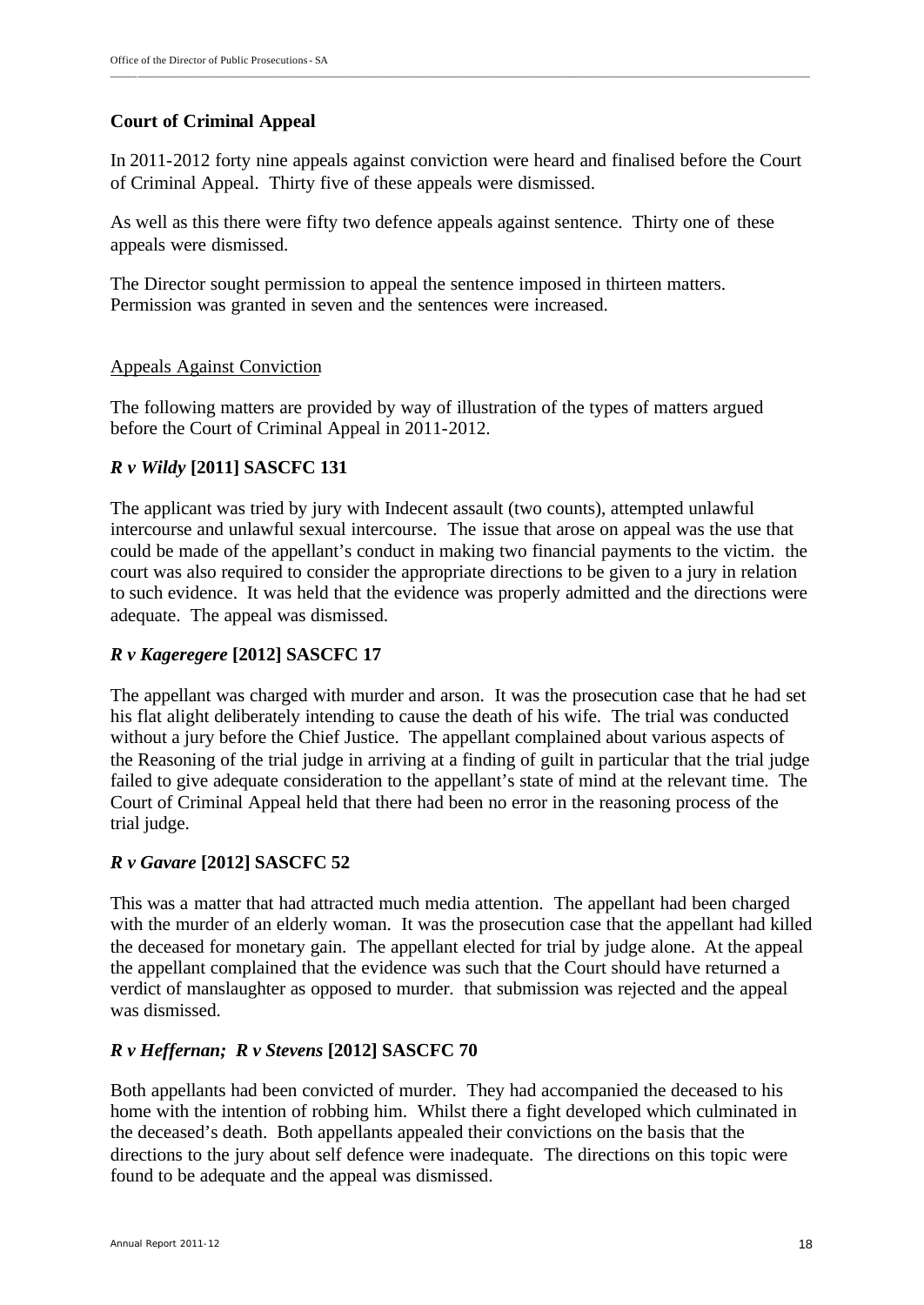## Court of Criminal Appeal

In 2011-2012 forty nine appeals against conviction were heard and finalised before the Court of Criminal Appeal. Thirty five of these appeals were dismissed.

As well as this there were fifty two defence appeals against sentence. Thirty one of these appeals were dismissed.

The Director sought permission to appeal the sentence imposed in thirteen matters. Permission was granted in seven and the sentences were increased.

### Appeals Against Conviction

The following matters are provided by way of illustration of the types of matters argued before the Court of Criminal Appeal in 2011-2012.

### *R v Wildy* [2011] SASCFC 131

The applicant was tried by jury with Indecent assault (two counts), attempted unlawful intercourse and unlawful sexual intercourse. The issue that arose on appeal was the use that could be made of the appellant's conduct in making two financial payments to the victim. the court was also required to consider the appropriate directions to be given to a jury in relation to such evidence. It was held that the evidence was properly admitted and the directions were adequate. The appeal was dismissed.

### *R v Kageregere* [2012] SASCFC 17

The appellant was charged with murder and arson. It was the prosecution case that he had set his flat alight deliberately intending to cause the death of his wife. The trial was conducted without a jury before the Chief Justice. The appellant complained about various aspects of the Reasoning of the trial judge in arriving at a finding of guilt in particular that the trial judge failed to give adequate consideration to the appellant's state of mind at the relevant time. The Court of Criminal Appeal held that there had been no error in the reasoning process of the trial judge.

### *R v Gavare* [2012] SASCFC 52

This was a matter that had attracted much media attention. The appellant had been charged with the murder of an elderly woman. It was the prosecution case that the appellant had killed the deceased for monetary gain. The appellant elected for trial by judge alone. At the appeal the appellant complained that the evidence was such that the Court should have returned a verdict of manslaughter as opposed to murder. that submission was rejected and the appeal was dismissed.

### *R v Heffernan; R v Stevens* [2012] SASCFC 70

Both appellants had been convicted of murder. They had accompanied the deceased to his home with the intention of robbing him. Whilst there a fight developed which culminated in the deceased's death. Both appellants appealed their convictions on the basis that the directions to the jury about self defence were inadequate. The directions on this topic were found to be adequate and the appeal was dismissed.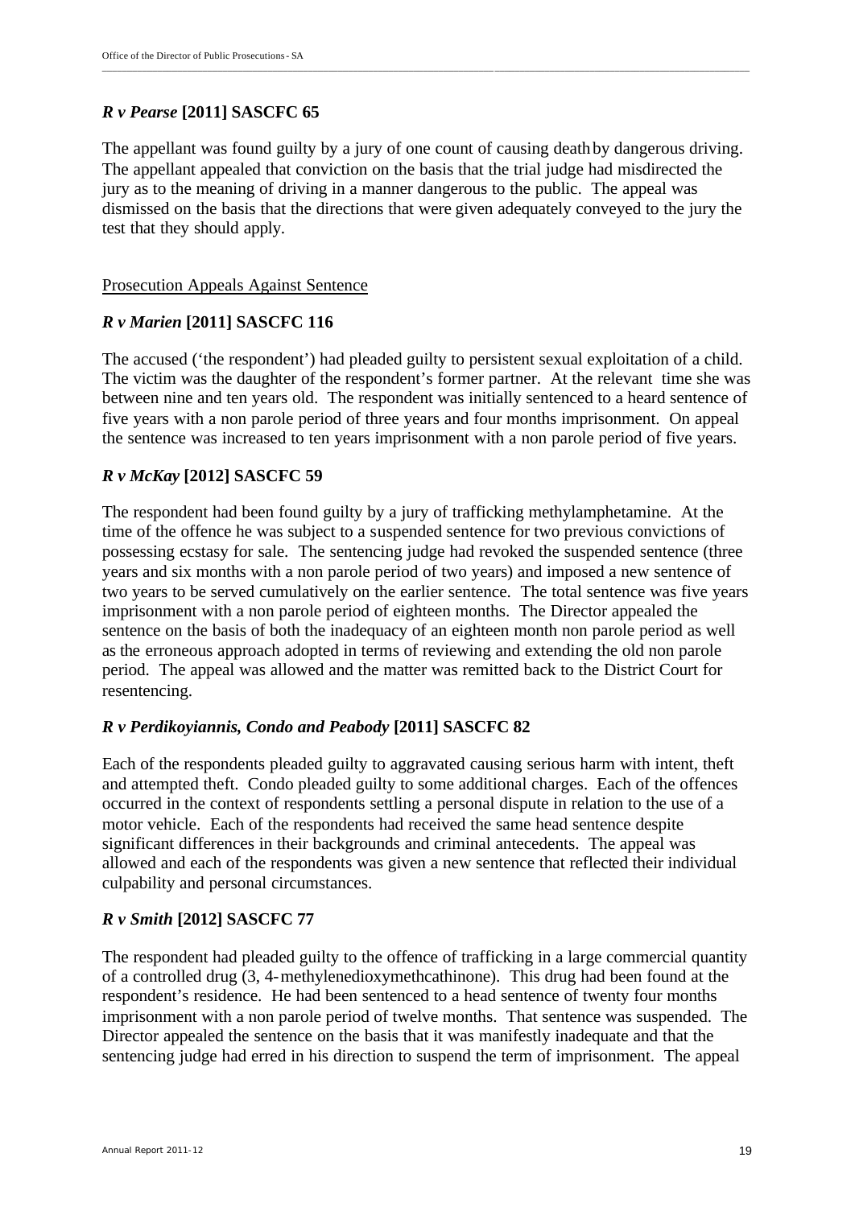### *R v Pearse* [2011] SASCFC 65

The appellant was found guilty by a jury of one count of causing death by dangerous driving. The appellant appealed that conviction on the basis that the trial judge had misdirected the jury as to the meaning of driving in a manner dangerous to the public. The appeal was dismissed on the basis that the directions that were given adequately conveyed to the jury the test that they should apply.

## Prosecution Appeals Against Sentence

### *R v Marien* [2011] SASCFC 116

The accused ('the respondent') had pleaded guilty to persistent sexual exploitation of a child. The victim was the daughter of the respondent's former partner. At the relevant time she was between nine and ten years old. The respondent was initially sentenced to a heard sentence of five years with a non parole period of three years and four months imprisonment. On appeal the sentence was increased to ten years imprisonment with a non parole period of five years.

### *R v McKay* [2012] SASCFC 59

The respondent had been found guilty by a jury of trafficking methylamphetamine. At the time of the offence he was subject to a suspended sentence for two previous convictions of possessing ecstasy for sale. The sentencing judge had revoked the suspended sentence (three years and six months with a non parole period of two years) and imposed a new sentence of two years to be served cumulatively on the earlier sentence. The total sentence was five years imprisonment with a non parole period of eighteen months. The Director appealed the sentence on the basis of both the inadequacy of an eighteen month non parole period as well as the erroneous approach adopted in terms of reviewing and extending the old non parole period. The appeal was allowed and the matter was remitted back to the District Court for resentencing.

### *R v Perdikoyiannis, Condo and Peabody* [2011] SASCFC 82

Each of the respondents pleaded guilty to aggravated causing serious harm with intent, theft and attempted theft. Condo pleaded guilty to some additional charges. Each of the offences occurred in the context of respondents settling a personal dispute in relation to the use of a motor vehicle. Each of the respondents had received the same head sentence despite significant differences in their backgrounds and criminal antecedents. The appeal was allowed and each of the respondents was given a new sentence that reflected their individual culpability and personal circumstances.

### *R v Smith* [2012] SASCFC 77

The respondent had pleaded guilty to the offence of trafficking in a large commercial quantity of a controlled drug (3, 4-methylenedioxymethcathinone). This drug had been found at the respondent's residence. He had been sentenced to a head sentence of twenty four months imprisonment with a non parole period of twelve months. That sentence was suspended. The Director appealed the sentence on the basis that it was manifestly inadequate and that the sentencing judge had erred in his direction to suspend the term of imprisonment. The appeal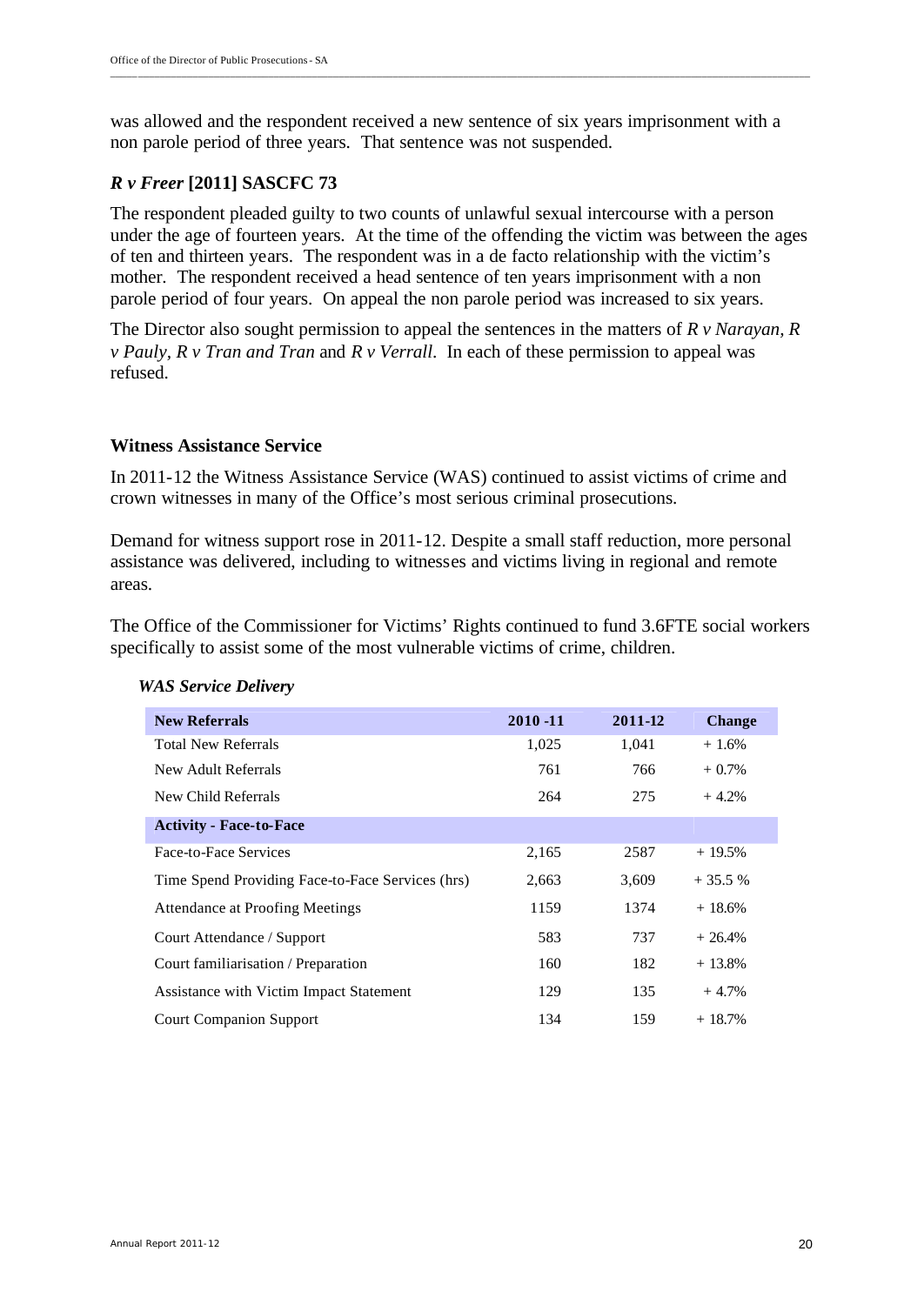was allowed and the respondent received a new sentence of six years imprisonment with a non parole period of three years. That sentence was not suspended.

### *R v Freer* [2011] SASCFC 73

The respondent pleaded guilty to two counts of unlawful sexual intercourse with a person under the age of fourteen years. At the time of the offending the victim was between the ages of ten and thirteen years. The respondent was in a de facto relationship with the victim's mother. The respondent received a head sentence of ten years imprisonment with a non parole period of four years. On appeal the non parole period was increased to six years.

The Director also sought permission to appeal the sentences in the matters of *R v Narayan*, *R v Pauly*, *R v Tran and Tran* and *R v Verrall*. In each of these permission to appeal was refused.

### Witness Assistance Service

In 2011-12 the Witness Assistance Service (WAS) continued to assist victims of crime and crown witnesses in many of the Office's most serious criminal prosecutions.

Demand for witness support rose in 2011-12. Despite a small staff reduction, more personal assistance was delivered, including to witnesses and victims living in regional and remote areas.

The Office of the Commissioner for Victims' Rights continued to fund 3.6FTE social workers specifically to assist some of the most vulnerable victims of crime, children.

*WAS Service Delivery*

| **New Referrals** | **2010 -11** | **2011-12** | **Change** |
|---|---|---|---|
| Total New Referrals | 1,025 | 1,041 | + 1.6% |
| New Adult Referrals | 761 | 766 | + 0.7% |
| New Child Referrals | 264 | 275 | + 4.2% |
| **Activity - Face-to-Face** | | | |
| Face-to-Face Services | 2,165 | 2587 | + 19.5% |
| Time Spend Providing Face-to-Face Services (hrs) | 2,663 | 3,609 | + 35.5 % |
| Attendance at Proofing Meetings | 1159 | 1374 | + 18.6% |
| Court Attendance / Support | 583 | 737 | + 26.4% |
| Court familiarisation / Preparation | 160 | 182 | + 13.8% |
| Assistance with Victim Impact Statement | 129 | 135 | + 4.7% |
| Court Companion Support | 134 | 159 | + 18.7% |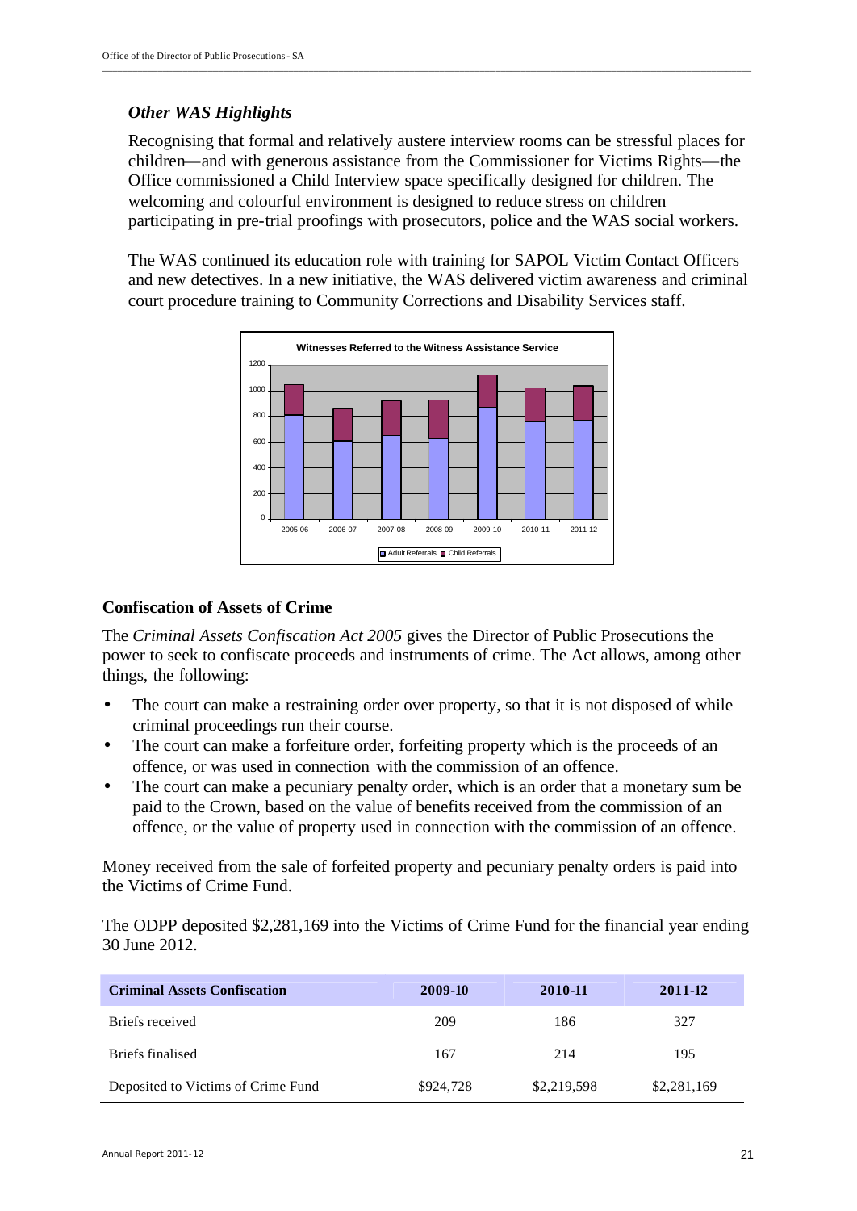### *Other WAS Highlights*

Recognising that formal and relatively austere interview rooms can be stressful places for children—and with generous assistance from the Commissioner for Victims Rights—the Office commissioned a Child Interview space specifically designed for children. The welcoming and colourful environment is designed to reduce stress on children participating in pre-trial proofings with prosecutors, police and the WAS social workers.

The WAS continued its education role with training for SAPOL Victim Contact Officers and new detectives. In a new initiative, the WAS delivered victim awareness and criminal court procedure training to Community Corrections and Disability Services staff.

**Witnesses Referred to the Witness Assistance Service**

Legend: Adult Referrals, Child Referrals

Years shown: 2005-06, 2006-07, 2007-08, 2008-09, 2009-10, 2010-11, 2011-12

## Confiscation of Assets of Crime

The *Criminal Assets Confiscation Act 2005* gives the Director of Public Prosecutions the power to seek to confiscate proceeds and instruments of crime. The Act allows, among other things, the following:

- The court can make a restraining order over property, so that it is not disposed of while criminal proceedings run their course.
- The court can make a forfeiture order, forfeiting property which is the proceeds of an offence, or was used in connection with the commission of an offence.
- The court can make a pecuniary penalty order, which is an order that a monetary sum be paid to the Crown, based on the value of benefits received from the commission of an offence, or the value of property used in connection with the commission of an offence.

Money received from the sale of forfeited property and pecuniary penalty orders is paid into the Victims of Crime Fund.

The ODPP deposited $2,281,169 into the Victims of Crime Fund for the financial year ending 30 June 2012.

| Criminal Assets Confiscation | 2009-10 | 2010-11 | 2011-12 |
|---|---|---|---|
| Briefs received | 209 | 186 | 327 |
| Briefs finalised | 167 | 214 | 195 |
| Deposited to Victims of Crime Fund | $924,728 | $2,219,598 | $2,281,169 |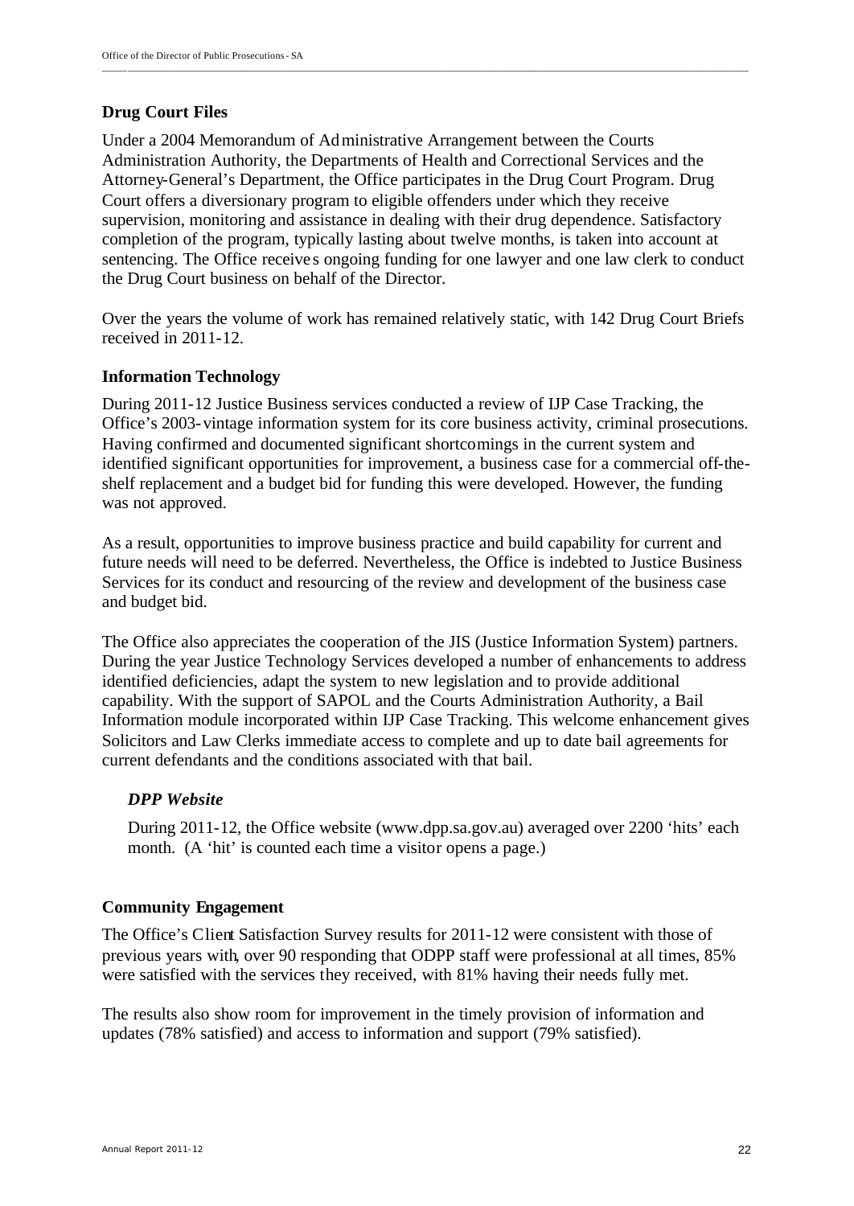## Drug Court Files

Under a 2004 Memorandum of Administrative Arrangement between the Courts Administration Authority, the Departments of Health and Correctional Services and the Attorney-General's Department, the Office participates in the Drug Court Program. Drug Court offers a diversionary program to eligible offenders under which they receive supervision, monitoring and assistance in dealing with their drug dependence. Satisfactory completion of the program, typically lasting about twelve months, is taken into account at sentencing. The Office receives ongoing funding for one lawyer and one law clerk to conduct the Drug Court business on behalf of the Director.

Over the years the volume of work has remained relatively static, with 142 Drug Court Briefs received in 2011-12.

## Information Technology

During 2011-12 Justice Business services conducted a review of IJP Case Tracking, the Office's 2003-vintage information system for its core business activity, criminal prosecutions. Having confirmed and documented significant shortcomings in the current system and identified significant opportunities for improvement, a business case for a commercial off-the-shelf replacement and a budget bid for funding this were developed. However, the funding was not approved.

As a result, opportunities to improve business practice and build capability for current and future needs will need to be deferred. Nevertheless, the Office is indebted to Justice Business Services for its conduct and resourcing of the review and development of the business case and budget bid.

The Office also appreciates the cooperation of the JIS (Justice Information System) partners. During the year Justice Technology Services developed a number of enhancements to address identified deficiencies, adapt the system to new legislation and to provide additional capability. With the support of SAPOL and the Courts Administration Authority, a Bail Information module incorporated within IJP Case Tracking. This welcome enhancement gives Solicitors and Law Clerks immediate access to complete and up to date bail agreements for current defendants and the conditions associated with that bail.

### *DPP Website*

During 2011-12, the Office website (www.dpp.sa.gov.au) averaged over 2200 'hits' each month. (A 'hit' is counted each time a visitor opens a page.)

## Community Engagement

The Office's Client Satisfaction Survey results for 2011-12 were consistent with those of previous years with, over 90 responding that ODPP staff were professional at all times, 85% were satisfied with the services they received, with 81% having their needs fully met.

The results also show room for improvement in the timely provision of information and updates (78% satisfied) and access to information and support (79% satisfied).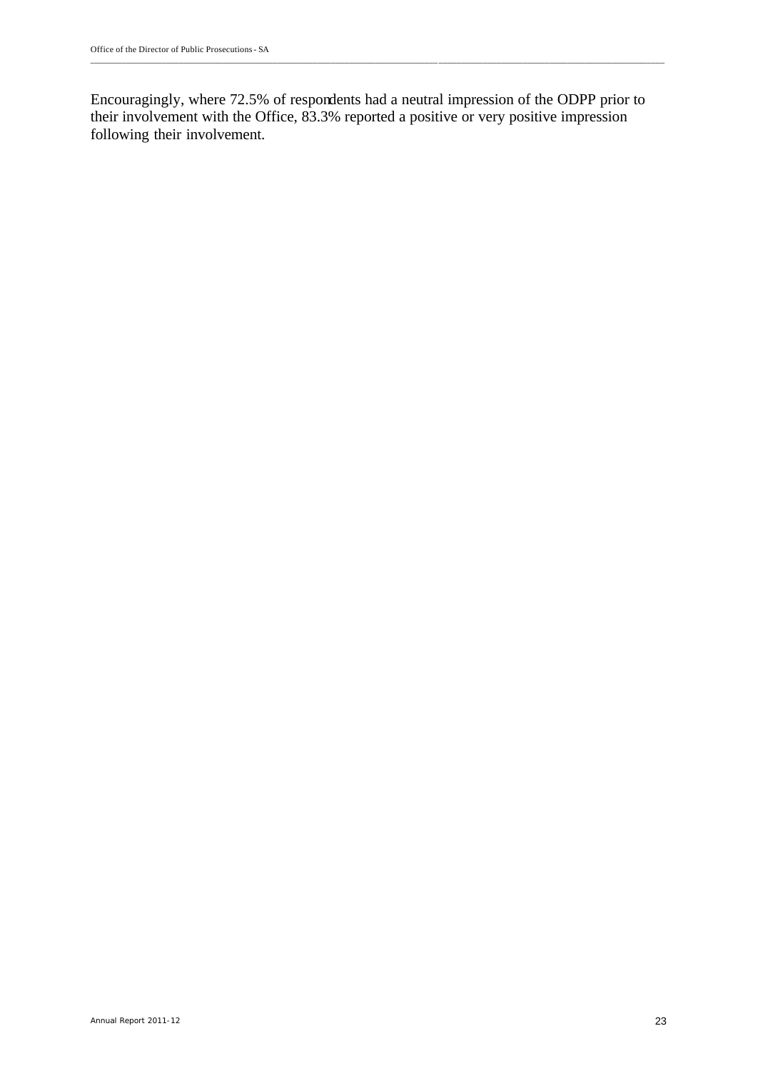Encouragingly, where 72.5% of respondents had a neutral impression of the ODPP prior to their involvement with the Office, 83.3% reported a positive or very positive impression following their involvement.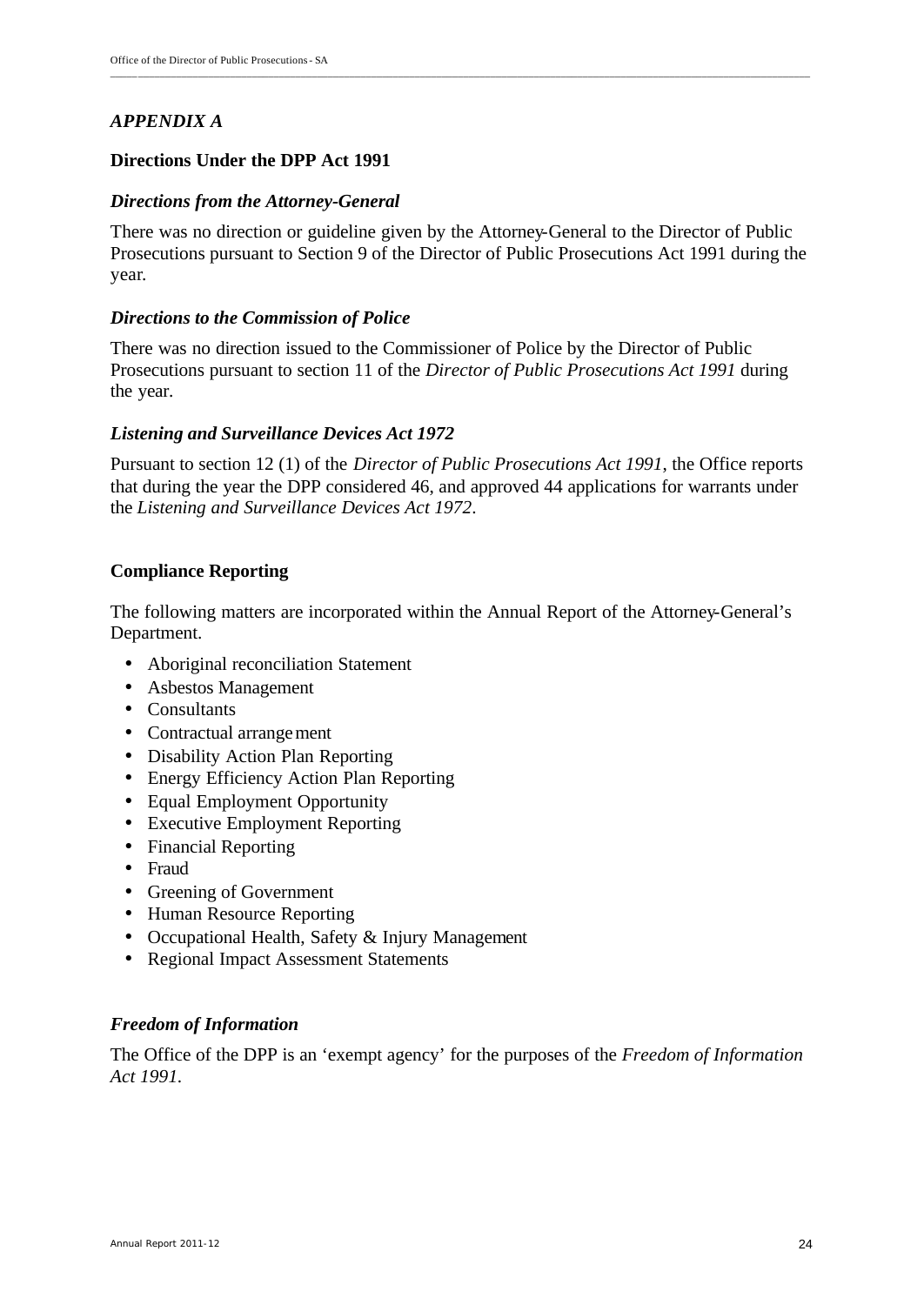*APPENDIX A*

**Directions Under the DPP Act 1991**

***Directions from the Attorney-General***

There was no direction or guideline given by the Attorney-General to the Director of Public Prosecutions pursuant to Section 9 of the Director of Public Prosecutions Act 1991 during the year.

***Directions to the Commission of Police***

There was no direction issued to the Commissioner of Police by the Director of Public Prosecutions pursuant to section 11 of the *Director of Public Prosecutions Act 1991* during the year.

***Listening and Surveillance Devices Act 1972***

Pursuant to section 12 (1) of the *Director of Public Prosecutions Act 1991*, the Office reports that during the year the DPP considered 46, and approved 44 applications for warrants under the *Listening and Surveillance Devices Act 1972*.

**Compliance Reporting**

The following matters are incorporated within the Annual Report of the Attorney-General's Department.

- Aboriginal reconciliation Statement
- Asbestos Management
- Consultants
- Contractual arrangement
- Disability Action Plan Reporting
- Energy Efficiency Action Plan Reporting
- Equal Employment Opportunity
- Executive Employment Reporting
- Financial Reporting
- Fraud
- Greening of Government
- Human Resource Reporting
- Occupational Health, Safety & Injury Management
- Regional Impact Assessment Statements

***Freedom of Information***

The Office of the DPP is an 'exempt agency' for the purposes of the *Freedom of Information Act 1991.*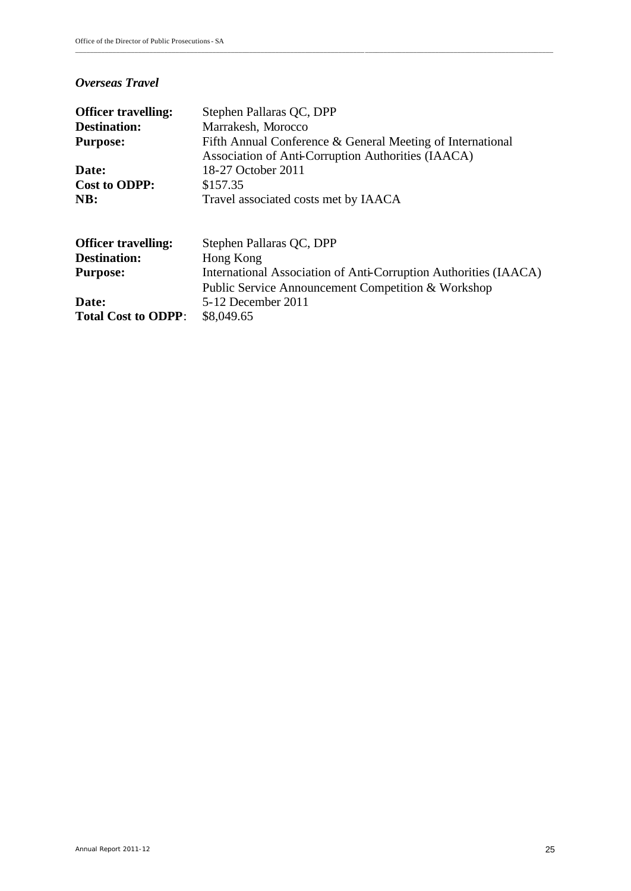### *Overseas Travel*

**Officer travelling:** Stephen Pallaras QC, DPP
**Destination:** Marrakesh, Morocco
**Purpose:** Fifth Annual Conference & General Meeting of International Association of Anti-Corruption Authorities (IAACA)
**Date:** 18-27 October 2011
**Cost to ODPP:** $157.35
**NB:** Travel associated costs met by IAACA

**Officer travelling:** Stephen Pallaras QC, DPP
**Destination:** Hong Kong
**Purpose:** International Association of Anti-Corruption Authorities (IAACA) Public Service Announcement Competition & Workshop
**Date:** 5-12 December 2011
**Total Cost to ODPP**: $8,049.65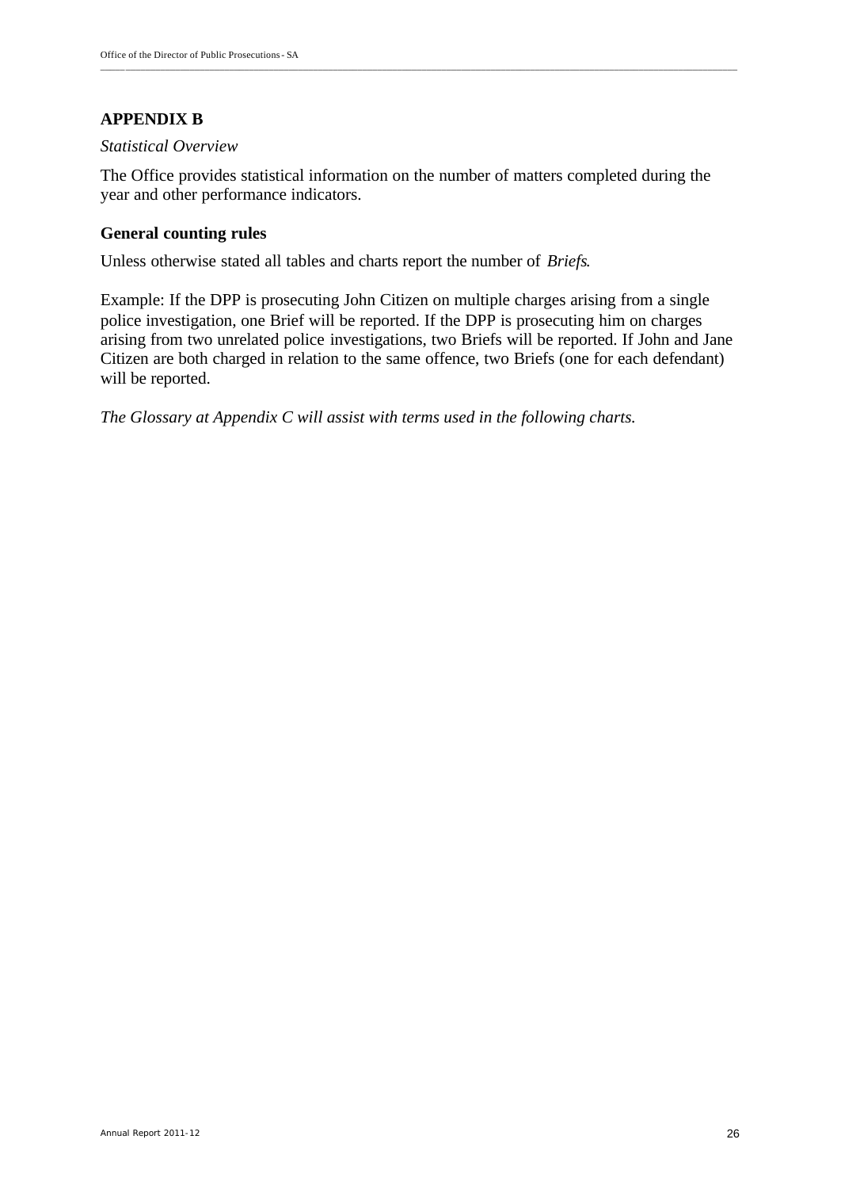## APPENDIX B

*Statistical Overview*

The Office provides statistical information on the number of matters completed during the year and other performance indicators.

### General counting rules

Unless otherwise stated all tables and charts report the number of *Briefs*.

Example: If the DPP is prosecuting John Citizen on multiple charges arising from a single police investigation, one Brief will be reported. If the DPP is prosecuting him on charges arising from two unrelated police investigations, two Briefs will be reported. If John and Jane Citizen are both charged in relation to the same offence, two Briefs (one for each defendant) will be reported.

*The Glossary at Appendix C will assist with terms used in the following charts.*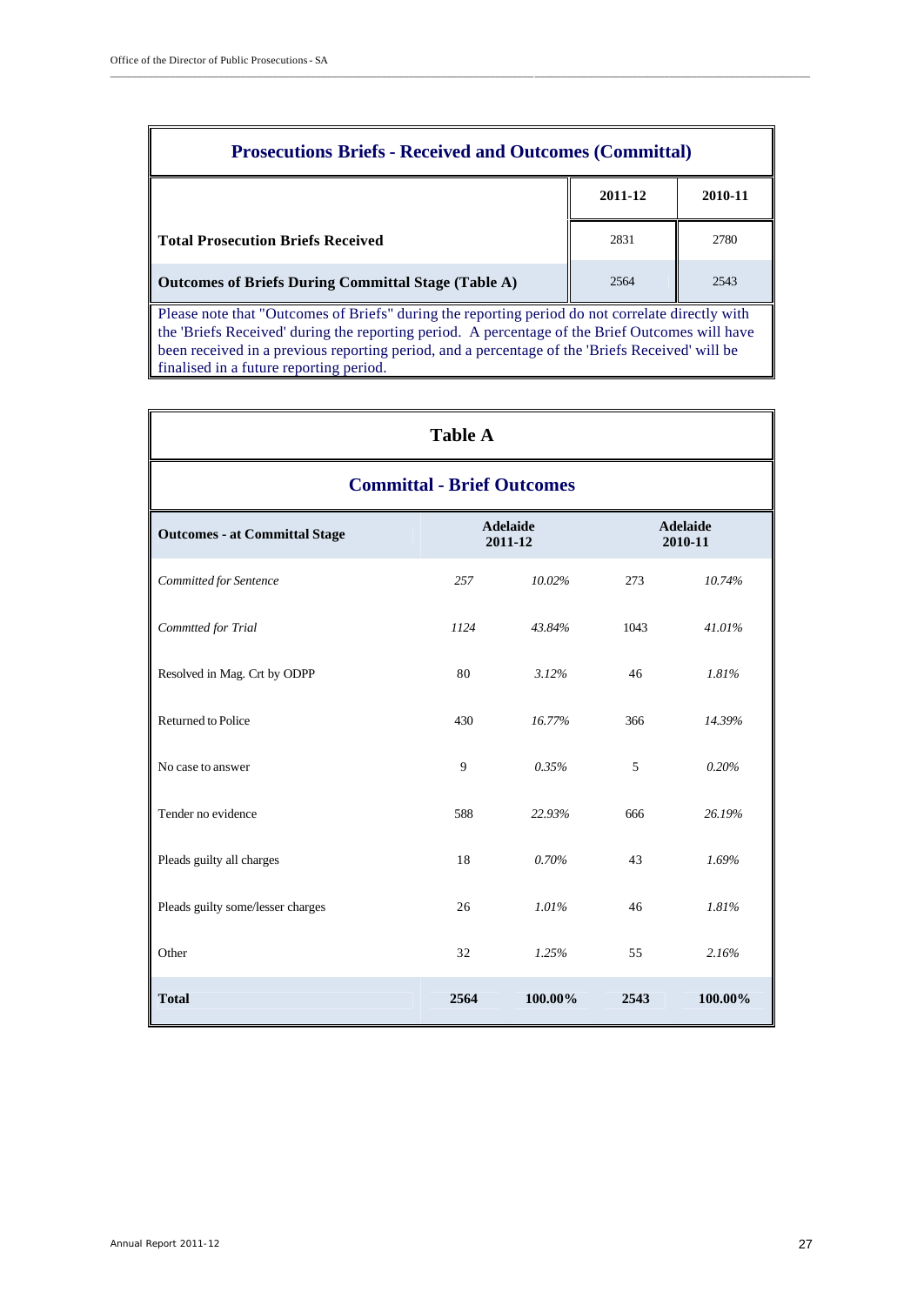## Prosecutions Briefs - Received and Outcomes (Committal)

| | 2011-12 | 2010-11 |
|---|---|---|
| **Total Prosecution Briefs Received** | 2831 | 2780 |
| **Outcomes of Briefs During Committal Stage (Table A)** | 2564 | 2543 |

Please note that "Outcomes of Briefs" during the reporting period do not correlate directly with the 'Briefs Received' during the reporting period. A percentage of the Brief Outcomes will have been received in a previous reporting period, and a percentage of the 'Briefs Received' will be finalised in a future reporting period.

## Table A

### Committal - Brief Outcomes

| Outcomes - at Committal Stage | Adelaide 2011-12 | | Adelaide 2010-11 | |
|---|---|---|---|---|
| *Committed for Sentence* | *257* | *10.02%* | 273 | *10.74%* |
| *Commtted for Trial* | *1124* | *43.84%* | 1043 | *41.01%* |
| Resolved in Mag. Crt by ODPP | 80 | *3.12%* | 46 | *1.81%* |
| Returned to Police | 430 | *16.77%* | 366 | *14.39%* |
| No case to answer | 9 | *0.35%* | 5 | *0.20%* |
| Tender no evidence | 588 | *22.93%* | 666 | *26.19%* |
| Pleads guilty all charges | 18 | *0.70%* | 43 | *1.69%* |
| Pleads guilty some/lesser charges | 26 | *1.01%* | 46 | *1.81%* |
| Other | 32 | *1.25%* | 55 | *2.16%* |
| **Total** | **2564** | **100.00%** | **2543** | **100.00%** |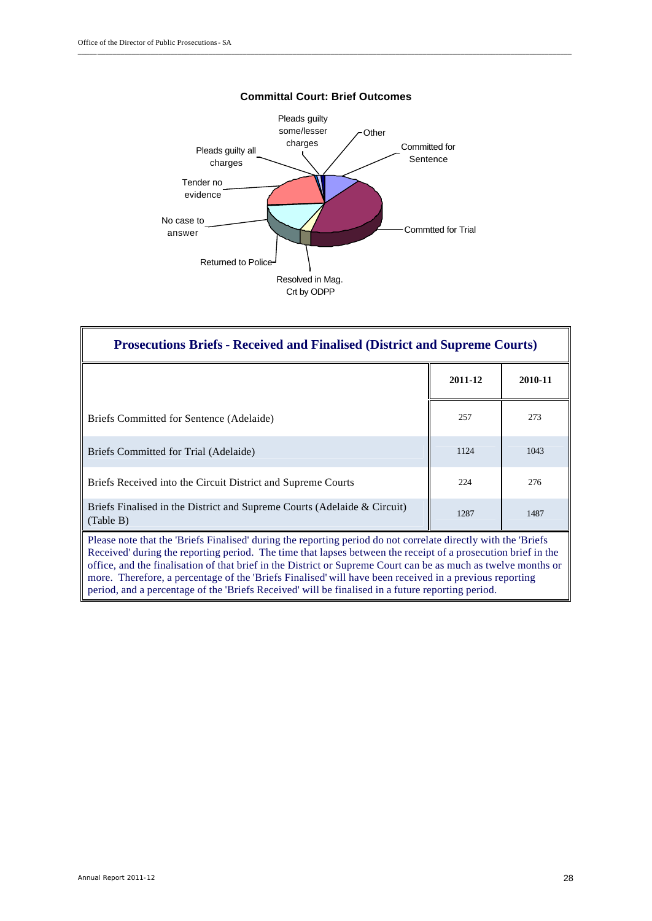**Committal Court: Brief Outcomes**

Pleads guilty some/lesser charges
Other
Committed for Sentence
Pleads guilty all charges
Tender no evidence
No case to answer
Commtted for Trial
Returned to Police
Resolved in Mag. Crt by ODPP

| Prosecutions Briefs - Received and Finalised (District and Supreme Courts) | | |
|---|---|---|
| | **2011-12** | **2010-11** |
| Briefs Committed for Sentence (Adelaide) | 257 | 273 |
| Briefs Committed for Trial (Adelaide) | 1124 | 1043 |
| Briefs Received into the Circuit District and Supreme Courts | 224 | 276 |
| Briefs Finalised in the District and Supreme Courts (Adelaide & Circuit) (Table B) | 1287 | 1487 |

Please note that the 'Briefs Finalised' during the reporting period do not correlate directly with the 'Briefs Received' during the reporting period. The time that lapses between the receipt of a prosecution brief in the office, and the finalisation of that brief in the District or Supreme Court can be as much as twelve months or more. Therefore, a percentage of the 'Briefs Finalised' will have been received in a previous reporting period, and a percentage of the 'Briefs Received' will be finalised in a future reporting period.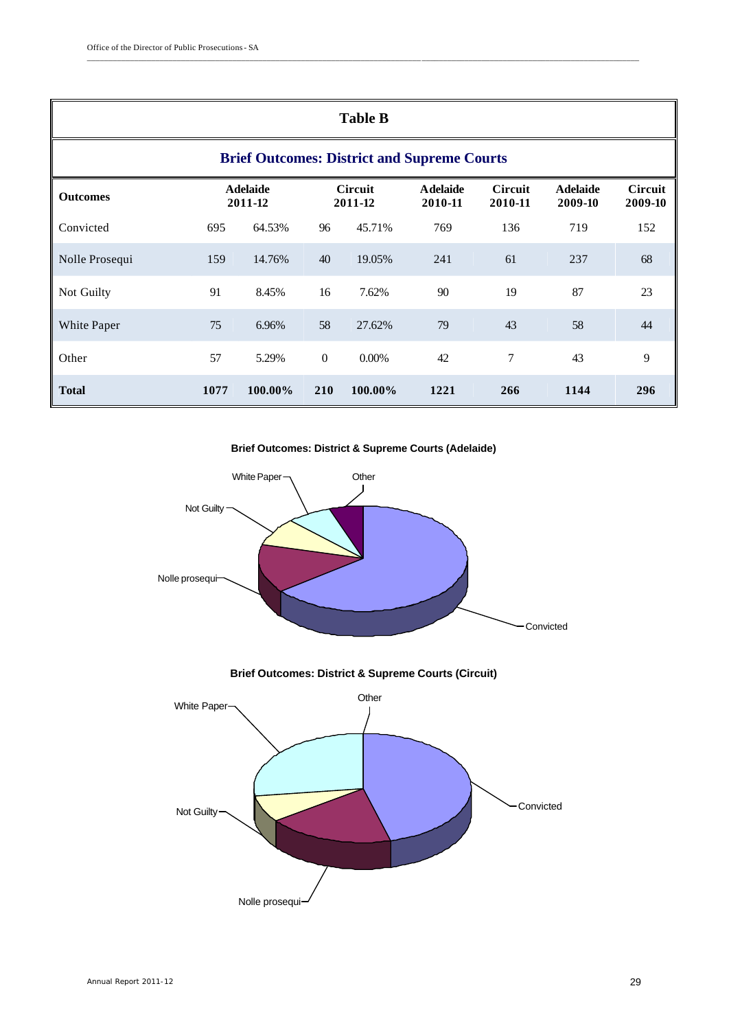## Table B

### Brief Outcomes: District and Supreme Courts

| Outcomes | Adelaide 2011-12 | | Circuit 2011-12 | | Adelaide 2010-11 | Circuit 2010-11 | Adelaide 2009-10 | Circuit 2009-10 |
|---|---|---|---|---|---|---|---|---|
| Convicted | 695 | 64.53% | 96 | 45.71% | 769 | 136 | 719 | 152 |
| Nolle Prosequi | 159 | 14.76% | 40 | 19.05% | 241 | 61 | 237 | 68 |
| Not Guilty | 91 | 8.45% | 16 | 7.62% | 90 | 19 | 87 | 23 |
| White Paper | 75 | 6.96% | 58 | 27.62% | 79 | 43 | 58 | 44 |
| Other | 57 | 5.29% | 0 | 0.00% | 42 | 7 | 43 | 9 |
| **Total** | **1077** | **100.00%** | **210** | **100.00%** | **1221** | **266** | **1144** | **296** |

**Brief Outcomes: District & Supreme Courts (Adelaide)**

**Brief Outcomes: District & Supreme Courts (Circuit)**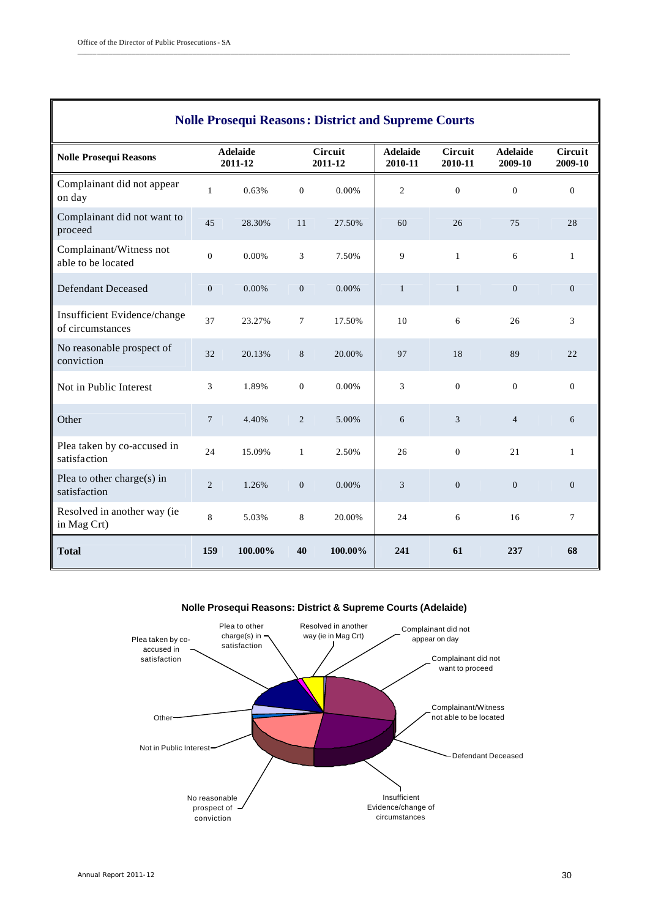## Nolle Prosequi Reasons : District and Supreme Courts

| Nolle Prosequi Reasons | Adelaide 2011-12 | | Circuit 2011-12 | | Adelaide 2010-11 | Circuit 2010-11 | Adelaide 2009-10 | Circuit 2009-10 |
|---|---|---|---|---|---|---|---|---|
| Complainant did not appear on day | 1 | 0.63% | 0 | 0.00% | 2 | 0 | 0 | 0 |
| Complainant did not want to proceed | 45 | 28.30% | 11 | 27.50% | 60 | 26 | 75 | 28 |
| Complainant/Witness not able to be located | 0 | 0.00% | 3 | 7.50% | 9 | 1 | 6 | 1 |
| Defendant Deceased | 0 | 0.00% | 0 | 0.00% | 1 | 1 | 0 | 0 |
| Insufficient Evidence/change of circumstances | 37 | 23.27% | 7 | 17.50% | 10 | 6 | 26 | 3 |
| No reasonable prospect of conviction | 32 | 20.13% | 8 | 20.00% | 97 | 18 | 89 | 22 |
| Not in Public Interest | 3 | 1.89% | 0 | 0.00% | 3 | 0 | 0 | 0 |
| Other | 7 | 4.40% | 2 | 5.00% | 6 | 3 | 4 | 6 |
| Plea taken by co-accused in satisfaction | 24 | 15.09% | 1 | 2.50% | 26 | 0 | 21 | 1 |
| Plea to other charge(s) in satisfaction | 2 | 1.26% | 0 | 0.00% | 3 | 0 | 0 | 0 |
| Resolved in another way (ie in Mag Crt) | 8 | 5.03% | 8 | 20.00% | 24 | 6 | 16 | 7 |
| **Total** | **159** | **100.00%** | **40** | **100.00%** | **241** | **61** | **237** | **68** |

**Nolle Prosequi Reasons: District & Supreme Courts (Adelaide)**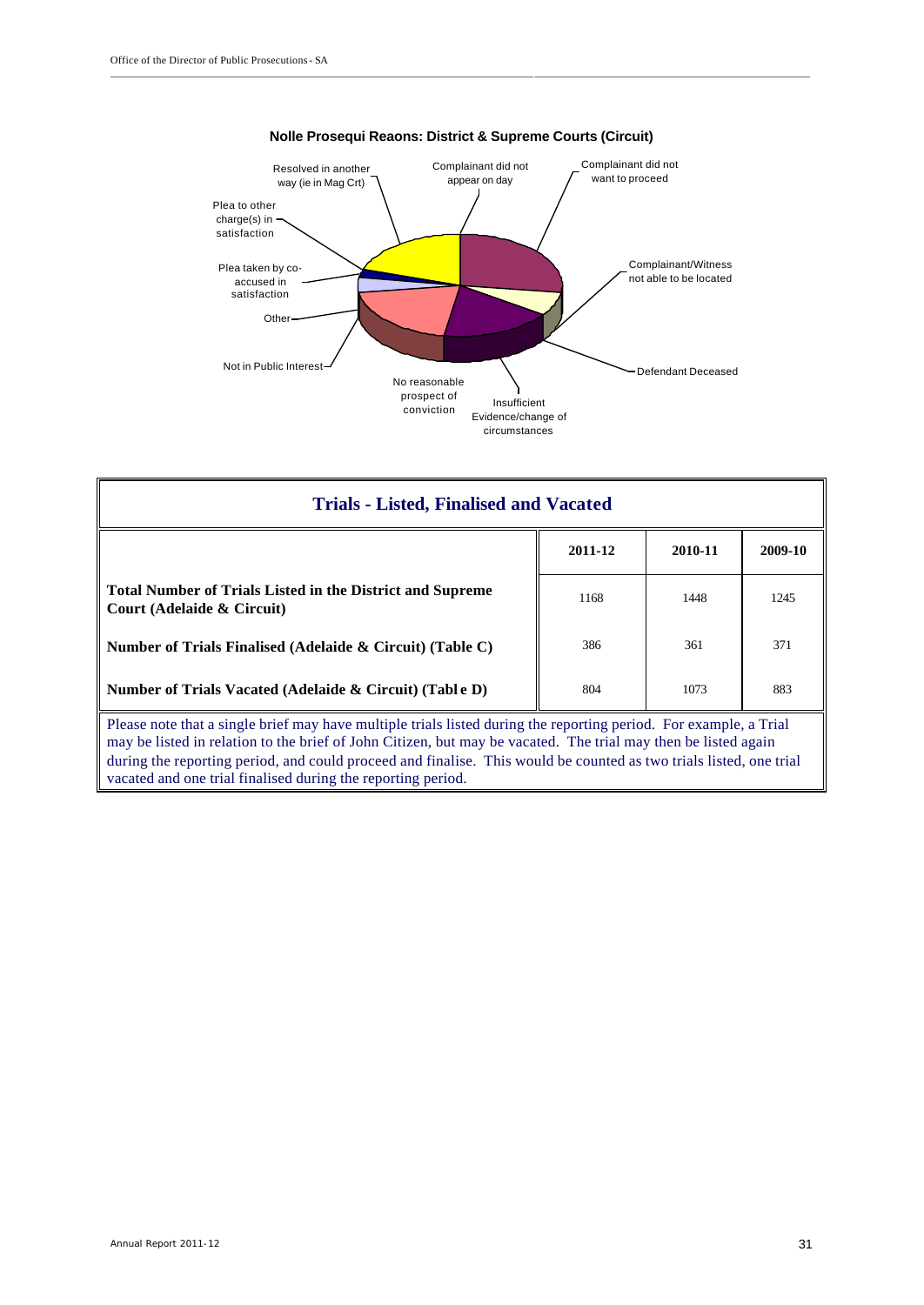**Nolle Prosequi Reaons: District & Supreme Courts (Circuit)**

Resolved in another way (ie in Mag Crt)

Complainant did not appear on day

Complainant did not want to proceed

Plea to other charge(s) in satisfaction

Complainant/Witness not able to be located

Plea taken by co-accused in satisfaction

Other

Defendant Deceased

Not in Public Interest

No reasonable prospect of conviction

Insufficient Evidence/change of circumstances

## Trials - Listed, Finalised and Vacated

| | 2011-12 | 2010-11 | 2009-10 |
|---|---|---|---|
| **Total Number of Trials Listed in the District and Supreme Court (Adelaide & Circuit)** | 1168 | 1448 | 1245 |
| **Number of Trials Finalised (Adelaide & Circuit) (Table C)** | 386 | 361 | 371 |
| **Number of Trials Vacated (Adelaide & Circuit) (Table D)** | 804 | 1073 | 883 |

Please note that a single brief may have multiple trials listed during the reporting period. For example, a Trial may be listed in relation to the brief of John Citizen, but may be vacated. The trial may then be listed again during the reporting period, and could proceed and finalise. This would be counted as two trials listed, one trial vacated and one trial finalised during the reporting period.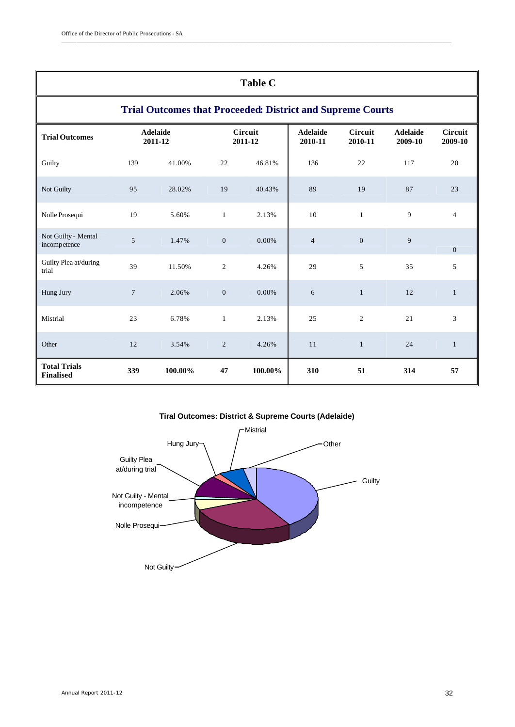## Table C

### Trial Outcomes that Proceeded: District and Supreme Courts

| Trial Outcomes | Adelaide 2011-12 | | Circuit 2011-12 | | Adelaide 2010-11 | Circuit 2010-11 | Adelaide 2009-10 | Circuit 2009-10 |
|---|---|---|---|---|---|---|---|---|
| Guilty | 139 | 41.00% | 22 | 46.81% | 136 | 22 | 117 | 20 |
| Not Guilty | 95 | 28.02% | 19 | 40.43% | 89 | 19 | 87 | 23 |
| Nolle Prosequi | 19 | 5.60% | 1 | 2.13% | 10 | 1 | 9 | 4 |
| Not Guilty - Mental incompetence | 5 | 1.47% | 0 | 0.00% | 4 | 0 | 9 | 0 |
| Guilty Plea at/during trial | 39 | 11.50% | 2 | 4.26% | 29 | 5 | 35 | 5 |
| Hung Jury | 7 | 2.06% | 0 | 0.00% | 6 | 1 | 12 | 1 |
| Mistrial | 23 | 6.78% | 1 | 2.13% | 25 | 2 | 21 | 3 |
| Other | 12 | 3.54% | 2 | 4.26% | 11 | 1 | 24 | 1 |
| **Total Trials Finalised** | **339** | **100.00%** | **47** | **100.00%** | **310** | **51** | **314** | **57** |

**Tiral Outcomes: District & Supreme Courts (Adelaide)**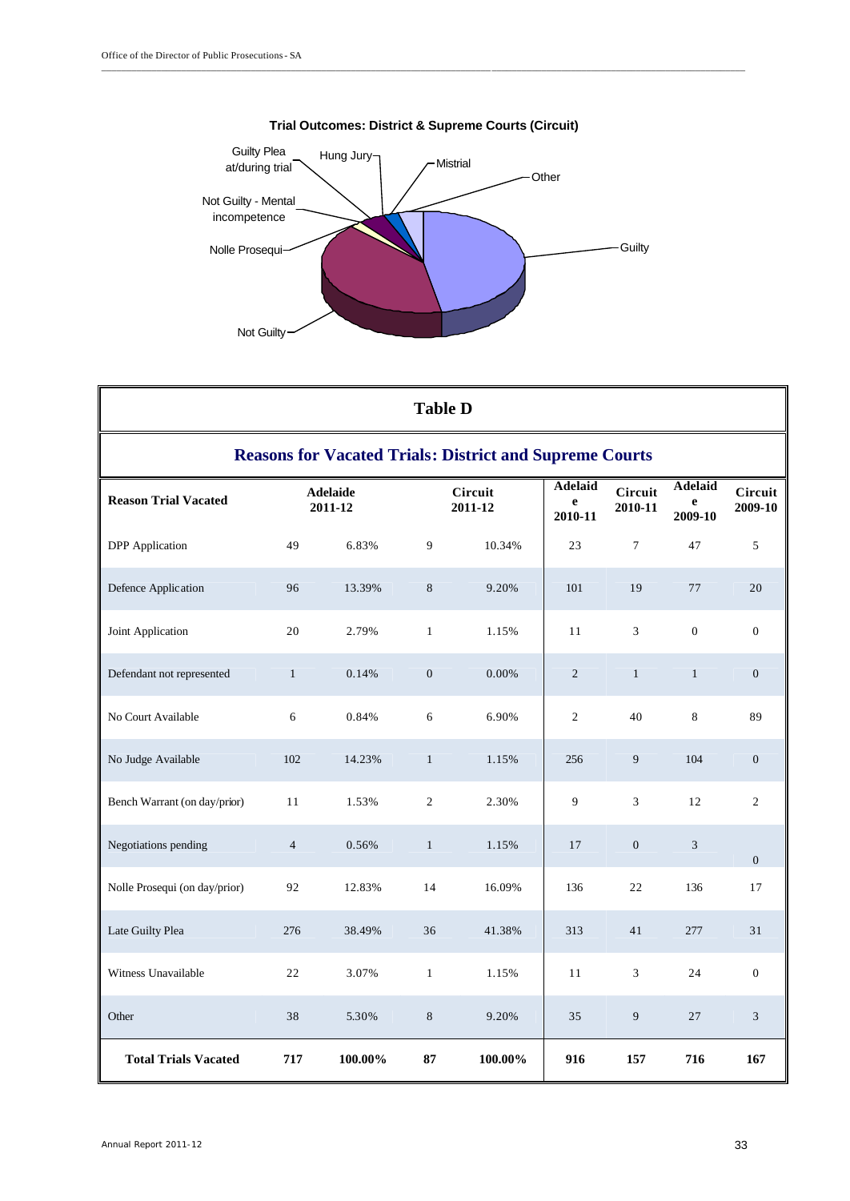**Trial Outcomes: District & Supreme Courts (Circuit)**

Guilty Plea at/during trial

Hung Jury

Mistrial

Other

Not Guilty - Mental incompetence

Nolle Prosequi

Guilty

Not Guilty

## Table D

### Reasons for Vacated Trials: District and Supreme Courts

| Reason Trial Vacated | Adelaide 2011-12 | | Circuit 2011-12 | | Adelaide 2010-11 | Circuit 2010-11 | Adelaide 2009-10 | Circuit 2009-10 |
|---|---|---|---|---|---|---|---|---|
| DPP Application | 49 | 6.83% | 9 | 10.34% | 23 | 7 | 47 | 5 |
| Defence Application | 96 | 13.39% | 8 | 9.20% | 101 | 19 | 77 | 20 |
| Joint Application | 20 | 2.79% | 1 | 1.15% | 11 | 3 | 0 | 0 |
| Defendant not represented | 1 | 0.14% | 0 | 0.00% | 2 | 1 | 1 | 0 |
| No Court Available | 6 | 0.84% | 6 | 6.90% | 2 | 40 | 8 | 89 |
| No Judge Available | 102 | 14.23% | 1 | 1.15% | 256 | 9 | 104 | 0 |
| Bench Warrant (on day/prior) | 11 | 1.53% | 2 | 2.30% | 9 | 3 | 12 | 2 |
| Negotiations pending | 4 | 0.56% | 1 | 1.15% | 17 | 0 | 3 | 0 |
| Nolle Prosequi (on day/prior) | 92 | 12.83% | 14 | 16.09% | 136 | 22 | 136 | 17 |
| Late Guilty Plea | 276 | 38.49% | 36 | 41.38% | 313 | 41 | 277 | 31 |
| Witness Unavailable | 22 | 3.07% | 1 | 1.15% | 11 | 3 | 24 | 0 |
| Other | 38 | 5.30% | 8 | 9.20% | 35 | 9 | 27 | 3 |
| **Total Trials Vacated** | **717** | **100.00%** | **87** | **100.00%** | **916** | **157** | **716** | **167** |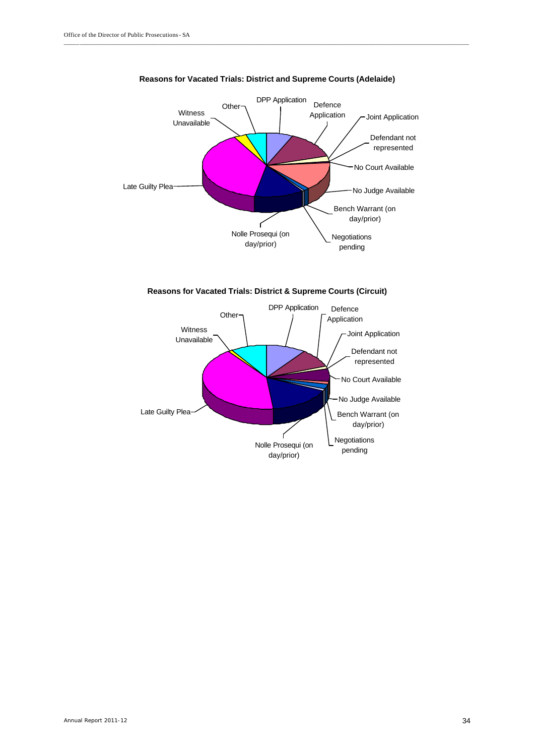**Reasons for Vacated Trials: District and Supreme Courts (Adelaide)**

DPP Application
Defence Application
Joint Application
Defendant not represented
No Court Available
No Judge Available
Bench Warrant (on day/prior)
Negotiations pending
Nolle Prosequi (on day/prior)
Late Guilty Plea
Witness Unavailable
Other

**Reasons for Vacated Trials: District & Supreme Courts (Circuit)**

DPP Application
Defence Application
Joint Application
Defendant not represented
No Court Available
No Judge Available
Bench Warrant (on day/prior)
Negotiations pending
Nolle Prosequi (on day/prior)
Late Guilty Plea
Witness Unavailable
Other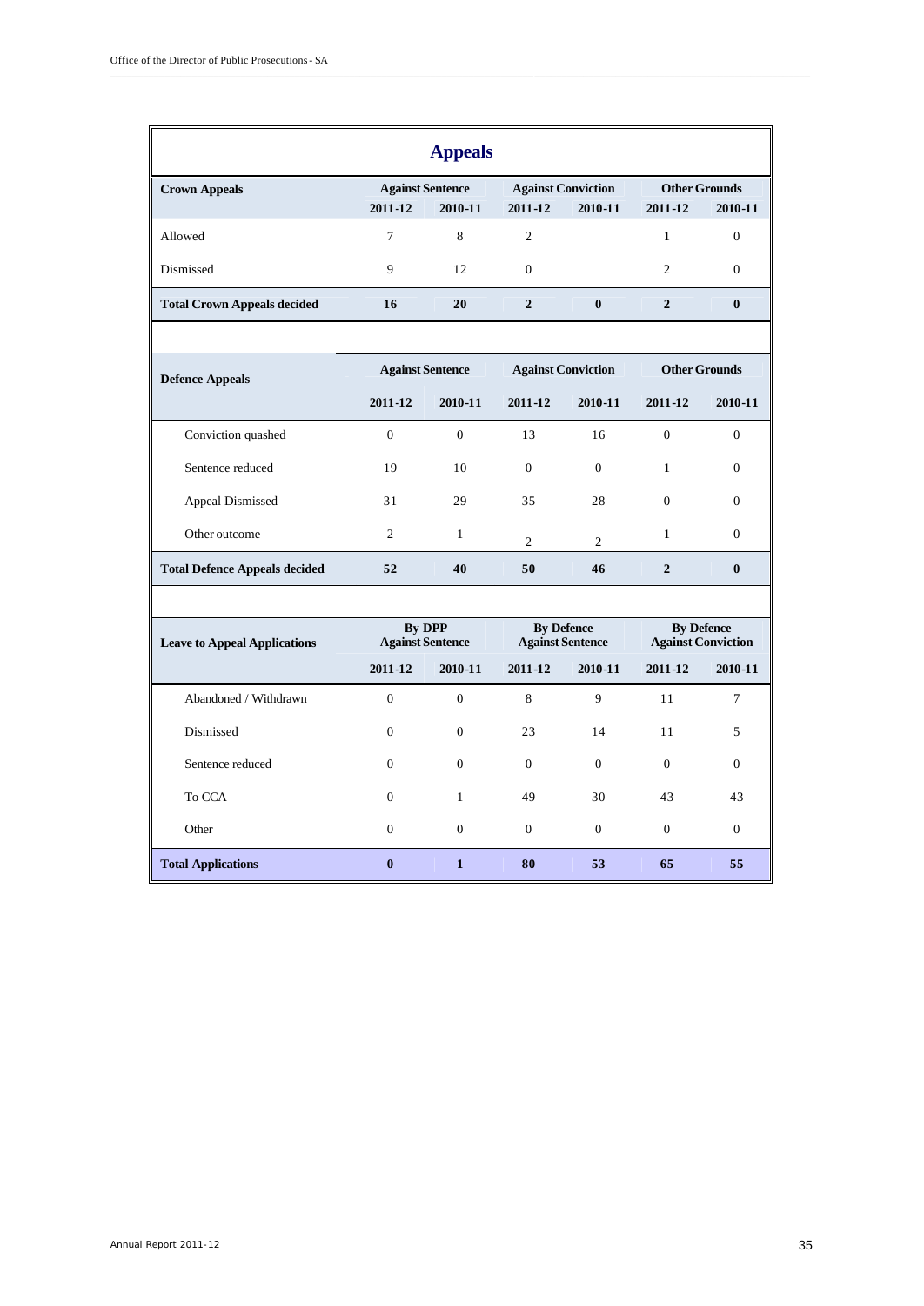## Appeals

| Crown Appeals | Against Sentence | | Against Conviction | | Other Grounds | |
|---|---|---|---|---|---|---|
| | 2011-12 | 2010-11 | 2011-12 | 2010-11 | 2011-12 | 2010-11 |
| Allowed | 7 | 8 | 2 | | 1 | 0 |
| Dismissed | 9 | 12 | 0 | | 2 | 0 |
| **Total Crown Appeals decided** | **16** | **20** | **2** | **0** | **2** | **0** |

| Defence Appeals | Against Sentence | | Against Conviction | | Other Grounds | |
|---|---|---|---|---|---|---|
| | 2011-12 | 2010-11 | 2011-12 | 2010-11 | 2011-12 | 2010-11 |
| Conviction quashed | 0 | 0 | 13 | 16 | 0 | 0 |
| Sentence reduced | 19 | 10 | 0 | 0 | 1 | 0 |
| Appeal Dismissed | 31 | 29 | 35 | 28 | 0 | 0 |
| Other outcome | 2 | 1 | 2 | 2 | 1 | 0 |
| **Total Defence Appeals decided** | **52** | **40** | **50** | **46** | **2** | **0** |

| Leave to Appeal Applications | By DPP Against Sentence | | By Defence Against Sentence | | By Defence Against Conviction | |
|---|---|---|---|---|---|---|
| | 2011-12 | 2010-11 | 2011-12 | 2010-11 | 2011-12 | 2010-11 |
| Abandoned / Withdrawn | 0 | 0 | 8 | 9 | 11 | 7 |
| Dismissed | 0 | 0 | 23 | 14 | 11 | 5 |
| Sentence reduced | 0 | 0 | 0 | 0 | 0 | 0 |
| To CCA | 0 | 1 | 49 | 30 | 43 | 43 |
| Other | 0 | 0 | 0 | 0 | 0 | 0 |
| **Total Applications** | **0** | **1** | **80** | **53** | **65** | **55** |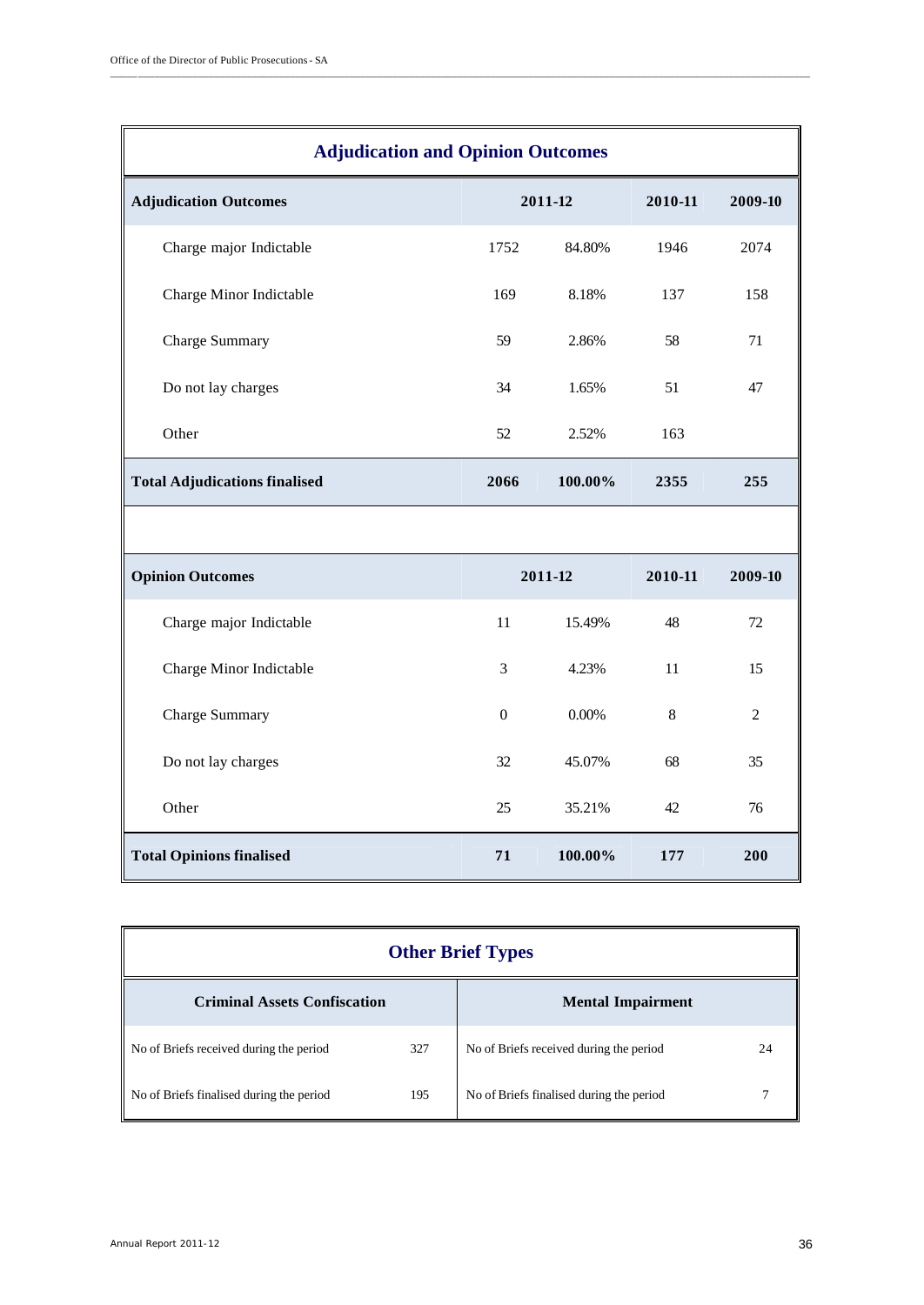## Adjudication and Opinion Outcomes

| Adjudication Outcomes | 2011-12 | | 2010-11 | 2009-10 |
|---|---|---|---|---|
| Charge major Indictable | 1752 | 84.80% | 1946 | 2074 |
| Charge Minor Indictable | 169 | 8.18% | 137 | 158 |
| Charge Summary | 59 | 2.86% | 58 | 71 |
| Do not lay charges | 34 | 1.65% | 51 | 47 |
| Other | 52 | 2.52% | 163 | |
| **Total Adjudications finalised** | **2066** | **100.00%** | **2355** | **255** |

| Opinion Outcomes | 2011-12 | | 2010-11 | 2009-10 |
|---|---|---|---|---|
| Charge major Indictable | 11 | 15.49% | 48 | 72 |
| Charge Minor Indictable | 3 | 4.23% | 11 | 15 |
| Charge Summary | 0 | 0.00% | 8 | 2 |
| Do not lay charges | 32 | 45.07% | 68 | 35 |
| Other | 25 | 35.21% | 42 | 76 |
| **Total Opinions finalised** | **71** | **100.00%** | **177** | **200** |

## Other Brief Types

| Criminal Assets Confiscation | | Mental Impairment | |
|---|---|---|---|
| No of Briefs received during the period | 327 | No of Briefs received during the period | 24 |
| No of Briefs finalised during the period | 195 | No of Briefs finalised during the period | 7 |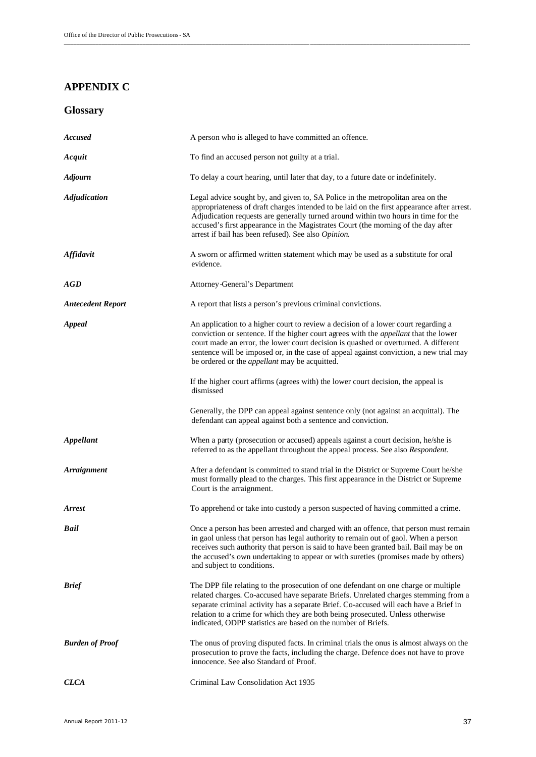# APPENDIX C

## Glossary

| | |
|---|---|
| ***Accused*** | A person who is alleged to have committed an offence. |
| ***Acquit*** | To find an accused person not guilty at a trial. |
| ***Adjourn*** | To delay a court hearing, until later that day, to a future date or indefinitely. |
| ***Adjudication*** | Legal advice sought by, and given to, SA Police in the metropolitan area on the appropriateness of draft charges intended to be laid on the first appearance after arrest. Adjudication requests are generally turned around within two hours in time for the accused's first appearance in the Magistrates Court (the morning of the day after arrest if bail has been refused). See also *Opinion.* |
| ***Affidavit*** | A sworn or affirmed written statement which may be used as a substitute for oral evidence. |
| ***AGD*** | Attorney-General's Department |
| ***Antecedent Report*** | A report that lists a person's previous criminal convictions. |
| ***Appeal*** | An application to a higher court to review a decision of a lower court regarding a conviction or sentence. If the higher court agrees with the *appellant* that the lower court made an error, the lower court decision is quashed or overturned. A different sentence will be imposed or, in the case of appeal against conviction, a new trial may be ordered or the *appellant* may be acquitted.<br><br>If the higher court affirms (agrees with) the lower court decision, the appeal is dismissed<br><br>Generally, the DPP can appeal against sentence only (not against an acquittal). The defendant can appeal against both a sentence and conviction. |
| ***Appellant*** | When a party (prosecution or accused) appeals against a court decision, he/she is referred to as the appellant throughout the appeal process. See also *Respondent.* |
| ***Arraignment*** | After a defendant is committed to stand trial in the District or Supreme Court he/she must formally plead to the charges. This first appearance in the District or Supreme Court is the arraignment. |
| ***Arrest*** | To apprehend or take into custody a person suspected of having committed a crime. |
| ***Bail*** | Once a person has been arrested and charged with an offence, that person must remain in gaol unless that person has legal authority to remain out of gaol. When a person receives such authority that person is said to have been granted bail. Bail may be on the accused's own undertaking to appear or with sureties (promises made by others) and subject to conditions. |
| ***Brief*** | The DPP file relating to the prosecution of one defendant on one charge or multiple related charges. Co-accused have separate Briefs. Unrelated charges stemming from a separate criminal activity has a separate Brief. Co-accused will each have a Brief in relation to a crime for which they are both being prosecuted. Unless otherwise indicated, ODPP statistics are based on the number of Briefs. |
| ***Burden of Proof*** | The onus of proving disputed facts. In criminal trials the onus is almost always on the prosecution to prove the facts, including the charge. Defence does not have to prove innocence. See also Standard of Proof. |
| ***CLCA*** | Criminal Law Consolidation Act 1935 |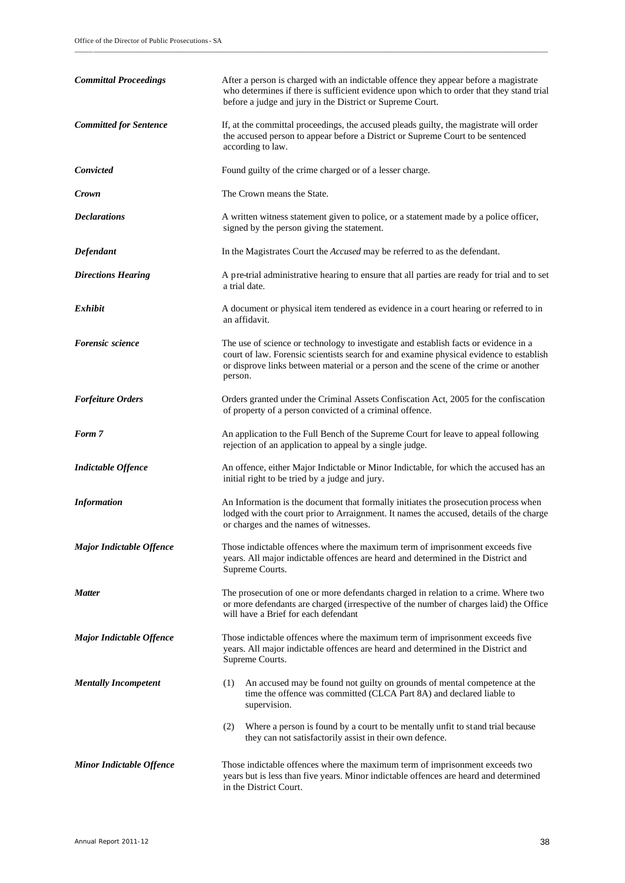| | |
|---|---|
| ***Committal Proceedings*** | After a person is charged with an indictable offence they appear before a magistrate who determines if there is sufficient evidence upon which to order that they stand trial before a judge and jury in the District or Supreme Court. |
| ***Committed for Sentence*** | If, at the committal proceedings, the accused pleads guilty, the magistrate will order the accused person to appear before a District or Supreme Court to be sentenced according to law. |
| ***Convicted*** | Found guilty of the crime charged or of a lesser charge. |
| ***Crown*** | The Crown means the State. |
| ***Declarations*** | A written witness statement given to police, or a statement made by a police officer, signed by the person giving the statement. |
| ***Defendant*** | In the Magistrates Court the *Accused* may be referred to as the defendant. |
| ***Directions Hearing*** | A pre-trial administrative hearing to ensure that all parties are ready for trial and to set a trial date. |
| ***Exhibit*** | A document or physical item tendered as evidence in a court hearing or referred to in an affidavit. |
| ***Forensic science*** | The use of science or technology to investigate and establish facts or evidence in a court of law. Forensic scientists search for and examine physical evidence to establish or disprove links between material or a person and the scene of the crime or another person. |
| ***Forfeiture Orders*** | Orders granted under the Criminal Assets Confiscation Act, 2005 for the confiscation of property of a person convicted of a criminal offence. |
| ***Form 7*** | An application to the Full Bench of the Supreme Court for leave to appeal following rejection of an application to appeal by a single judge. |
| ***Indictable Offence*** | An offence, either Major Indictable or Minor Indictable, for which the accused has an initial right to be tried by a judge and jury. |
| ***Information*** | An Information is the document that formally initiates the prosecution process when lodged with the court prior to Arraignment. It names the accused, details of the charge or charges and the names of witnesses. |
| ***Major Indictable Offence*** | Those indictable offences where the maximum term of imprisonment exceeds five years. All major indictable offences are heard and determined in the District and Supreme Courts. |
| ***Matter*** | The prosecution of one or more defendants charged in relation to a crime. Where two or more defendants are charged (irrespective of the number of charges laid) the Office will have a Brief for each defendant |
| ***Major Indictable Offence*** | Those indictable offences where the maximum term of imprisonment exceeds five years. All major indictable offences are heard and determined in the District and Supreme Courts. |
| ***Mentally Incompetent*** | (1) An accused may be found not guilty on grounds of mental competence at the time the offence was committed (CLCA Part 8A) and declared liable to supervision.<br>(2) Where a person is found by a court to be mentally unfit to stand trial because they can not satisfactorily assist in their own defence. |
| ***Minor Indictable Offence*** | Those indictable offences where the maximum term of imprisonment exceeds two years but is less than five years. Minor indictable offences are heard and determined in the District Court. |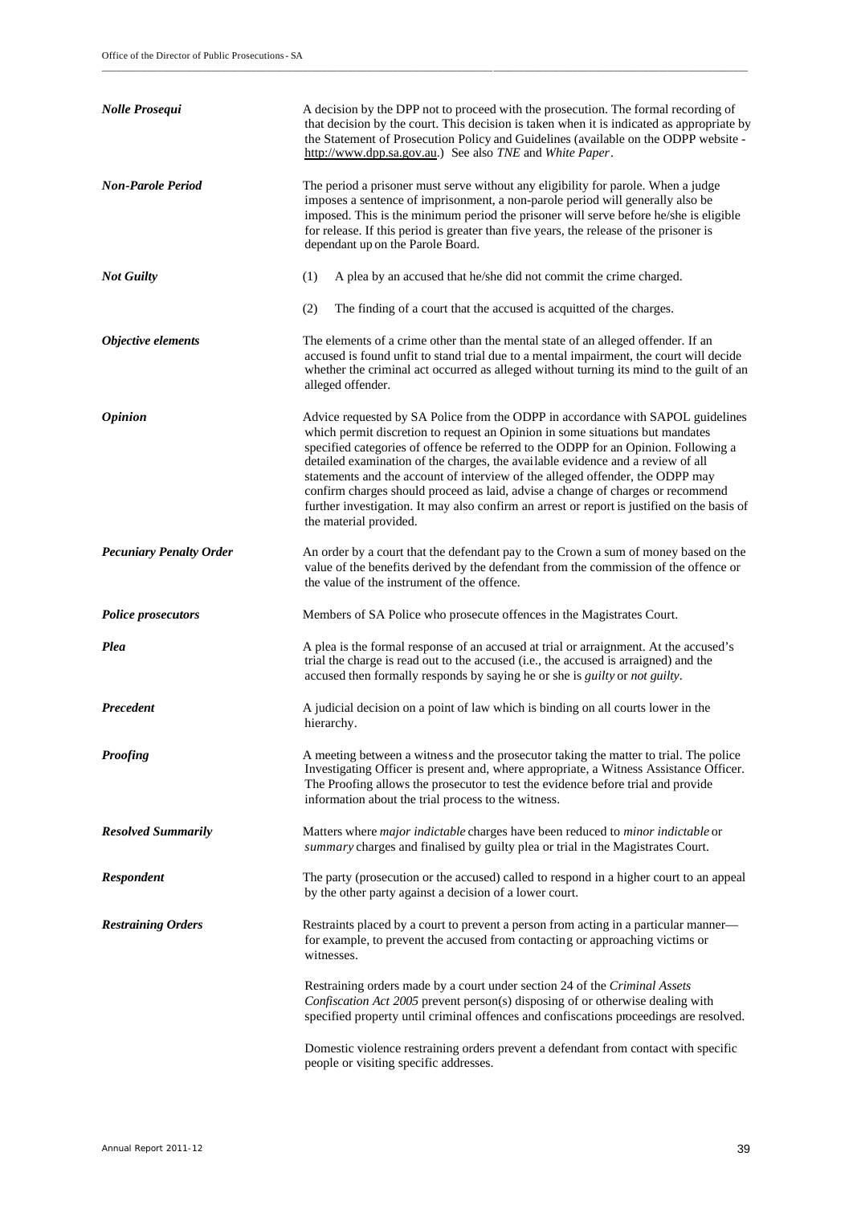***Nolle Prosequi***

A decision by the DPP not to proceed with the prosecution. The formal recording of that decision by the court. This decision is taken when it is indicated as appropriate by the Statement of Prosecution Policy and Guidelines (available on the ODPP website - http://www.dpp.sa.gov.au.) See also *TNE* and *White Paper*.

***Non-Parole Period***

The period a prisoner must serve without any eligibility for parole. When a judge imposes a sentence of imprisonment, a non-parole period will generally also be imposed. This is the minimum period the prisoner will serve before he/she is eligible for release. If this period is greater than five years, the release of the prisoner is dependant up on the Parole Board.

***Not Guilty***

(1) A plea by an accused that he/she did not commit the crime charged.

(2) The finding of a court that the accused is acquitted of the charges.

***Objective elements***

The elements of a crime other than the mental state of an alleged offender. If an accused is found unfit to stand trial due to a mental impairment, the court will decide whether the criminal act occurred as alleged without turning its mind to the guilt of an alleged offender.

***Opinion***

Advice requested by SA Police from the ODPP in accordance with SAPOL guidelines which permit discretion to request an Opinion in some situations but mandates specified categories of offence be referred to the ODPP for an Opinion. Following a detailed examination of the charges, the available evidence and a review of all statements and the account of interview of the alleged offender, the ODPP may confirm charges should proceed as laid, advise a change of charges or recommend further investigation. It may also confirm an arrest or report is justified on the basis of the material provided.

***Pecuniary Penalty Order***

An order by a court that the defendant pay to the Crown a sum of money based on the value of the benefits derived by the defendant from the commission of the offence or the value of the instrument of the offence.

***Police prosecutors***

Members of SA Police who prosecute offences in the Magistrates Court.

***Plea***

A plea is the formal response of an accused at trial or arraignment. At the accused's trial the charge is read out to the accused (i.e., the accused is arraigned) and the accused then formally responds by saying he or she is *guilty* or *not guilty*.

***Precedent***

A judicial decision on a point of law which is binding on all courts lower in the hierarchy.

***Proofing***

A meeting between a witness and the prosecutor taking the matter to trial. The police Investigating Officer is present and, where appropriate, a Witness Assistance Officer. The Proofing allows the prosecutor to test the evidence before trial and provide information about the trial process to the witness.

***Resolved Summarily***

Matters where *major indictable* charges have been reduced to *minor indictable* or *summary* charges and finalised by guilty plea or trial in the Magistrates Court.

***Respondent***

The party (prosecution or the accused) called to respond in a higher court to an appeal by the other party against a decision of a lower court.

***Restraining Orders***

Restraints placed by a court to prevent a person from acting in a particular manner—for example, to prevent the accused from contacting or approaching victims or witnesses.

Restraining orders made by a court under section 24 of the *Criminal Assets Confiscation Act 2005* prevent person(s) disposing of or otherwise dealing with specified property until criminal offences and confiscations proceedings are resolved.

Domestic violence restraining orders prevent a defendant from contact with specific people or visiting specific addresses.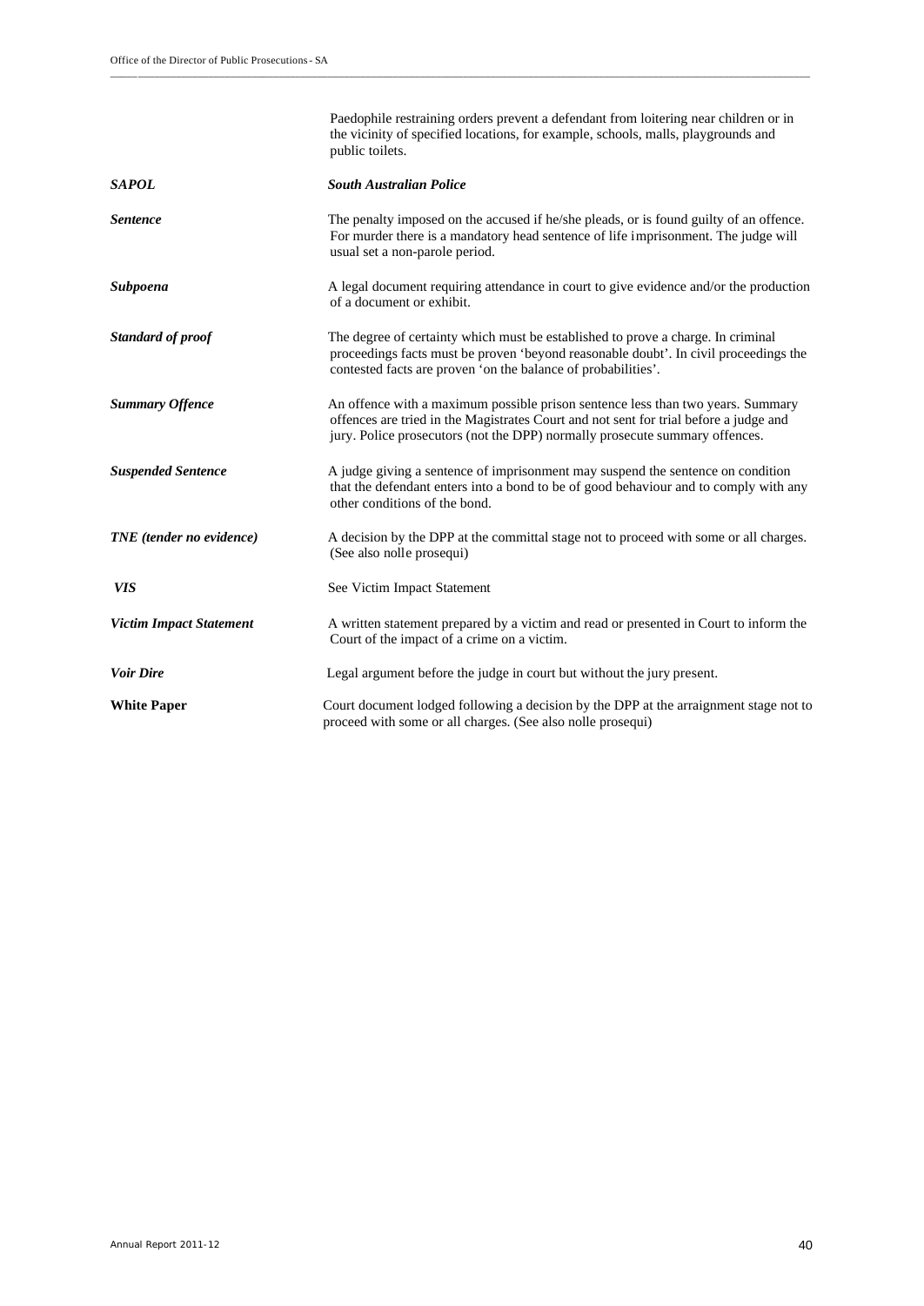Paedophile restraining orders prevent a defendant from loitering near children or in the vicinity of specified locations, for example, schools, malls, playgrounds and public toilets.

| | |
|---|---|
| ***SAPOL*** | ***South Australian Police*** |
| ***Sentence*** | The penalty imposed on the accused if he/she pleads, or is found guilty of an offence. For murder there is a mandatory head sentence of life imprisonment. The judge will usual set a non-parole period. |
| ***Subpoena*** | A legal document requiring attendance in court to give evidence and/or the production of a document or exhibit. |
| ***Standard of proof*** | The degree of certainty which must be established to prove a charge. In criminal proceedings facts must be proven 'beyond reasonable doubt'. In civil proceedings the contested facts are proven 'on the balance of probabilities'. |
| ***Summary Offence*** | An offence with a maximum possible prison sentence less than two years. Summary offences are tried in the Magistrates Court and not sent for trial before a judge and jury. Police prosecutors (not the DPP) normally prosecute summary offences. |
| ***Suspended Sentence*** | A judge giving a sentence of imprisonment may suspend the sentence on condition that the defendant enters into a bond to be of good behaviour and to comply with any other conditions of the bond. |
| ***TNE (tender no evidence)*** | A decision by the DPP at the committal stage not to proceed with some or all charges. (See also nolle prosequi) |
| ***VIS*** | See Victim Impact Statement |
| ***Victim Impact Statement*** | A written statement prepared by a victim and read or presented in Court to inform the Court of the impact of a crime on a victim. |
| ***Voir Dire*** | Legal argument before the judge in court but without the jury present. |
| **White Paper** | Court document lodged following a decision by the DPP at the arraignment stage not to proceed with some or all charges. (See also nolle prosequi) |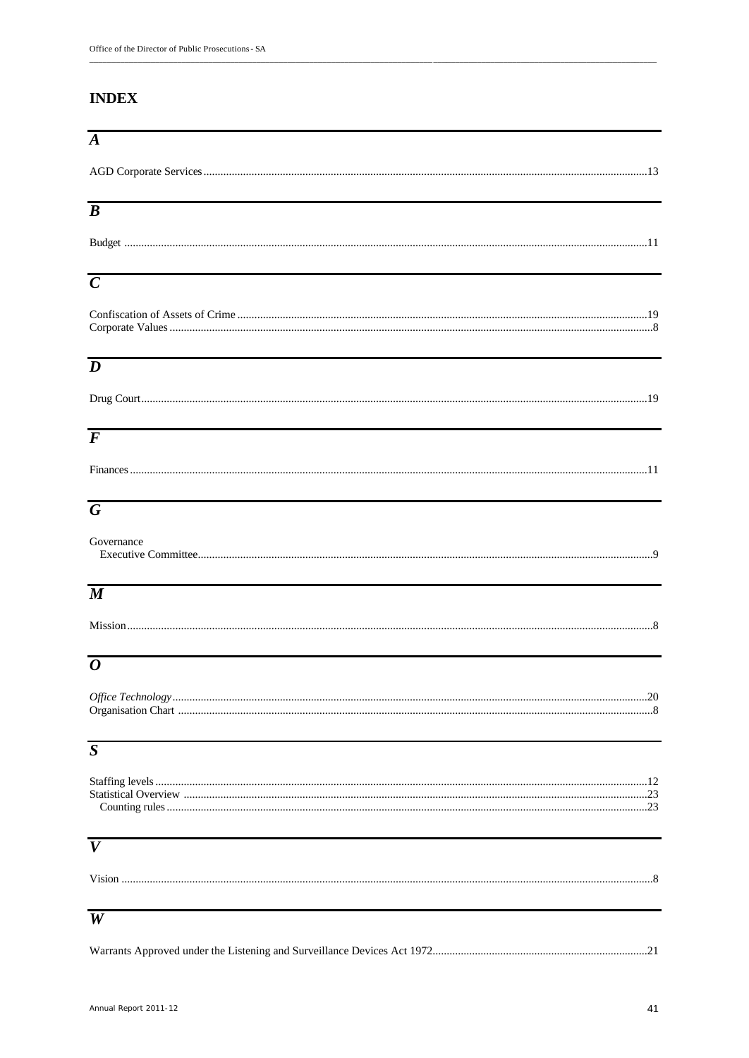# INDEX

## *A*

AGD Corporate Services ........ 13

## *B*

Budget ........ 11

## *C*

Confiscation of Assets of Crime ........ 19
Corporate Values ........ 8

## *D*

Drug Court ........ 19

## *F*

Finances ........ 11

## *G*

Governance
- Executive Committee ........ 9

## *M*

Mission ........ 8

## *O*

*Office Technology* ........ 20
Organisation Chart ........ 8

## *S*

Staffing levels ........ 12
Statistical Overview ........ 23
- Counting rules ........ 23

## *V*

Vision ........ 8

## *W*

Warrants Approved under the Listening and Surveillance Devices Act 1972 ........ 21